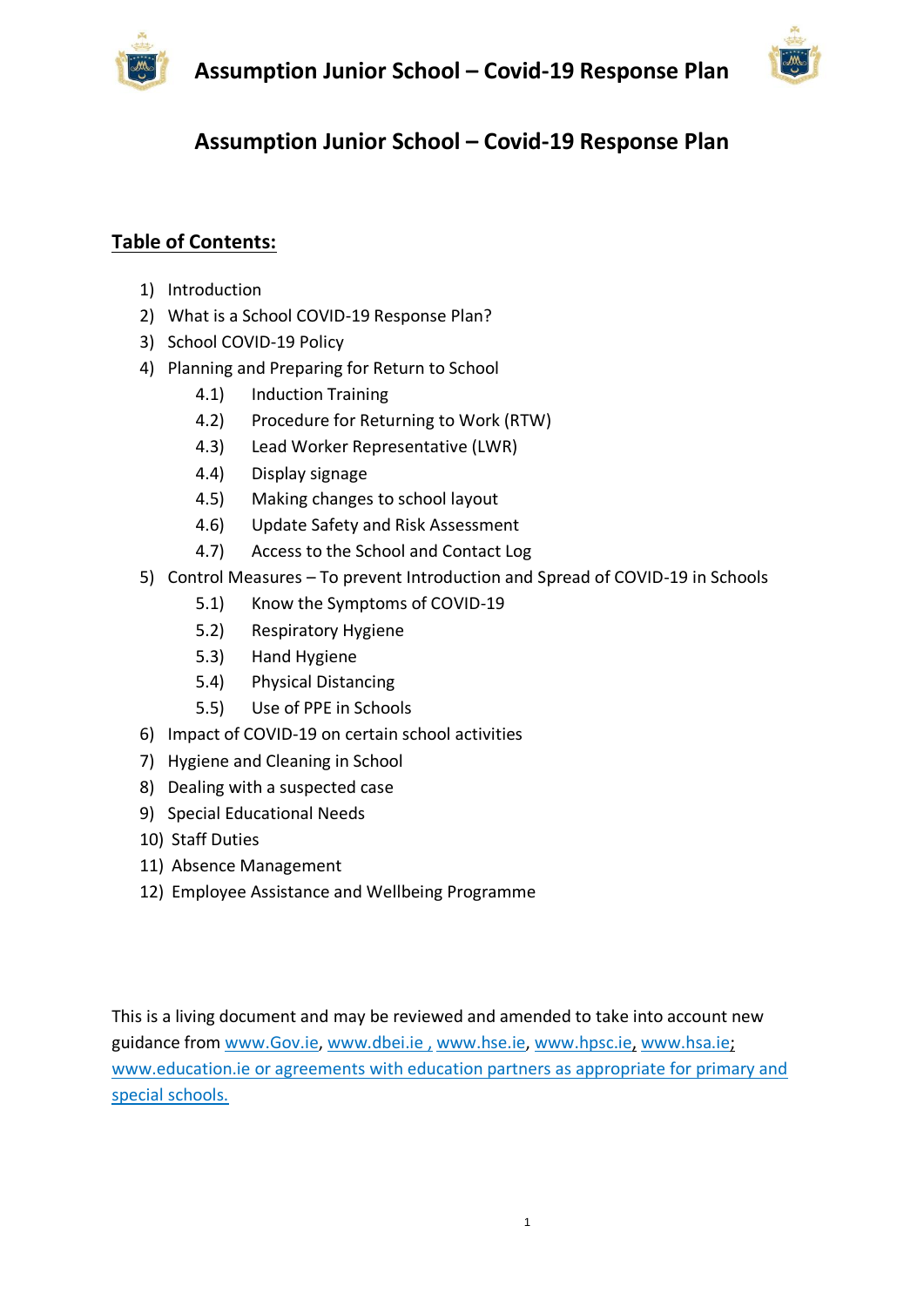# Assumption Junior School – Covid-19 Response Plan

## Table of Contents:

1) Introduction
2) What is a School COVID-19 Response Plan?
3) School COVID-19 Policy
4) Planning and Preparing for Return to School
   - 4.1) Induction Training
   - 4.2) Procedure for Returning to Work (RTW)
   - 4.3) Lead Worker Representative (LWR)
   - 4.4) Display signage
   - 4.5) Making changes to school layout
   - 4.6) Update Safety and Risk Assessment
   - 4.7) Access to the School and Contact Log
5) Control Measures – To prevent Introduction and Spread of COVID-19 in Schools
   - 5.1) Know the Symptoms of COVID-19
   - 5.2) Respiratory Hygiene
   - 5.3) Hand Hygiene
   - 5.4) Physical Distancing
   - 5.5) Use of PPE in Schools
6) Impact of COVID-19 on certain school activities
7) Hygiene and Cleaning in School
8) Dealing with a suspected case
9) Special Educational Needs
10) Staff Duties
11) Absence Management
12) Employee Assistance and Wellbeing Programme

This is a living document and may be reviewed and amended to take into account new guidance from www.Gov.ie, www.dbei.ie , www.hse.ie, www.hpsc.ie, www.hsa.ie; www.education.ie or agreements with education partners as appropriate for primary and special schools.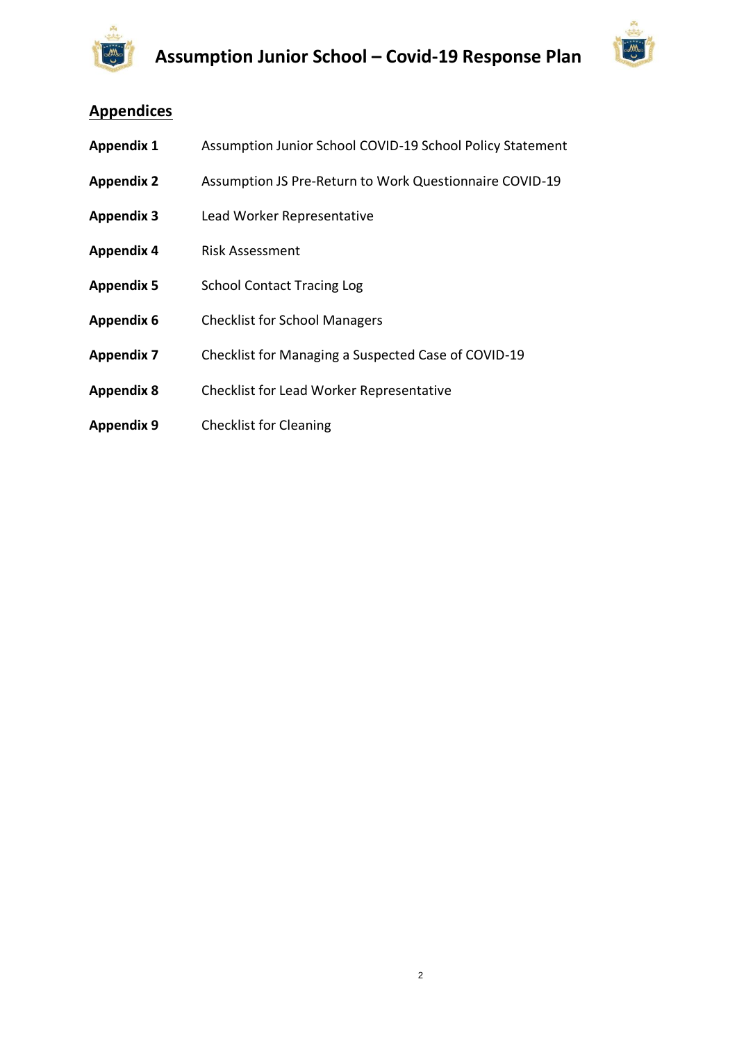## Appendices

| | |
|---|---|
| **Appendix 1** | Assumption Junior School COVID-19 School Policy Statement |
| **Appendix 2** | Assumption JS Pre-Return to Work Questionnaire COVID-19 |
| **Appendix 3** | Lead Worker Representative |
| **Appendix 4** | Risk Assessment |
| **Appendix 5** | School Contact Tracing Log |
| **Appendix 6** | Checklist for School Managers |
| **Appendix 7** | Checklist for Managing a Suspected Case of COVID-19 |
| **Appendix 8** | Checklist for Lead Worker Representative |
| **Appendix 9** | Checklist for Cleaning |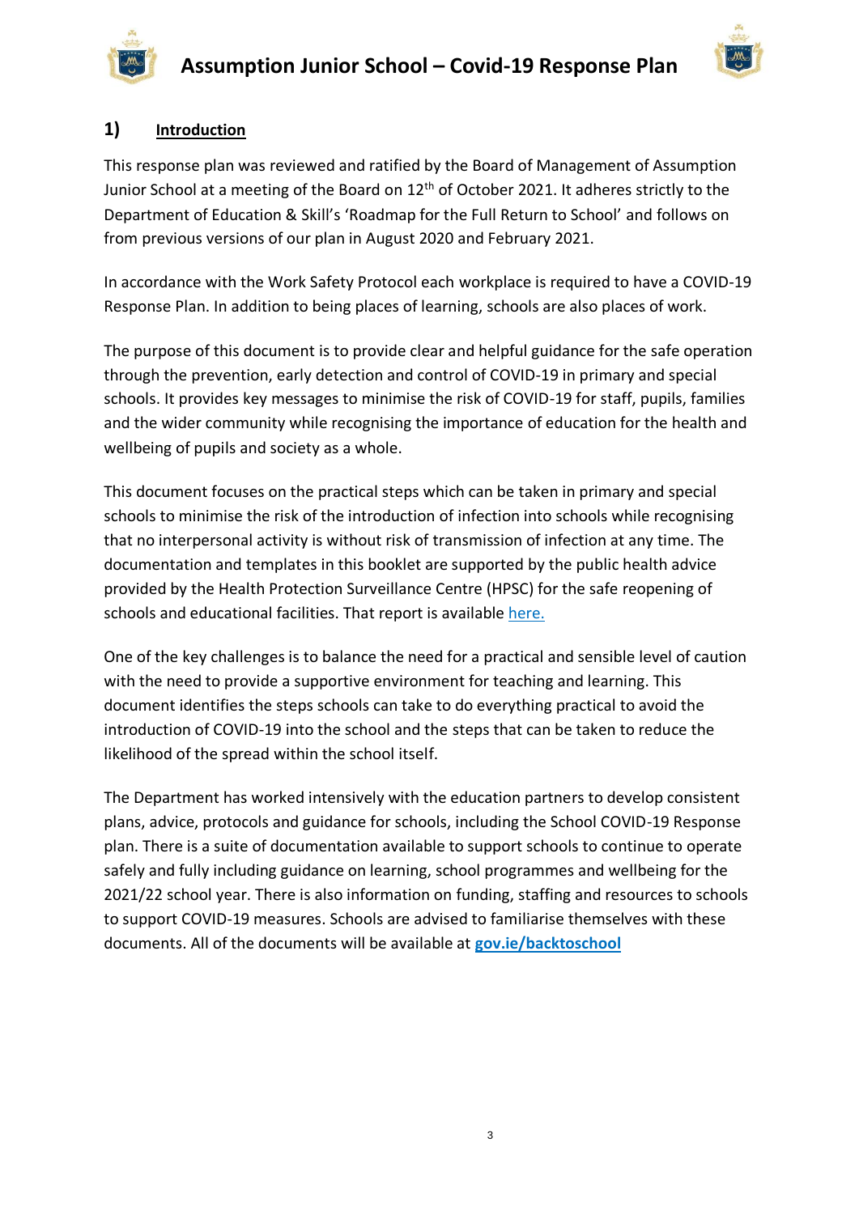## 1) Introduction

This response plan was reviewed and ratified by the Board of Management of Assumption Junior School at a meeting of the Board on 12th of October 2021. It adheres strictly to the Department of Education & Skill's 'Roadmap for the Full Return to School' and follows on from previous versions of our plan in August 2020 and February 2021.

In accordance with the Work Safety Protocol each workplace is required to have a COVID-19 Response Plan. In addition to being places of learning, schools are also places of work.

The purpose of this document is to provide clear and helpful guidance for the safe operation through the prevention, early detection and control of COVID-19 in primary and special schools. It provides key messages to minimise the risk of COVID-19 for staff, pupils, families and the wider community while recognising the importance of education for the health and wellbeing of pupils and society as a whole.

This document focuses on the practical steps which can be taken in primary and special schools to minimise the risk of the introduction of infection into schools while recognising that no interpersonal activity is without risk of transmission of infection at any time. The documentation and templates in this booklet are supported by the public health advice provided by the Health Protection Surveillance Centre (HPSC) for the safe reopening of schools and educational facilities. That report is available here.

One of the key challenges is to balance the need for a practical and sensible level of caution with the need to provide a supportive environment for teaching and learning. This document identifies the steps schools can take to do everything practical to avoid the introduction of COVID-19 into the school and the steps that can be taken to reduce the likelihood of the spread within the school itself.

The Department has worked intensively with the education partners to develop consistent plans, advice, protocols and guidance for schools, including the School COVID-19 Response plan. There is a suite of documentation available to support schools to continue to operate safely and fully including guidance on learning, school programmes and wellbeing for the 2021/22 school year. There is also information on funding, staffing and resources to schools to support COVID-19 measures. Schools are advised to familiarise themselves with these documents. All of the documents will be available at **gov.ie/backtoschool**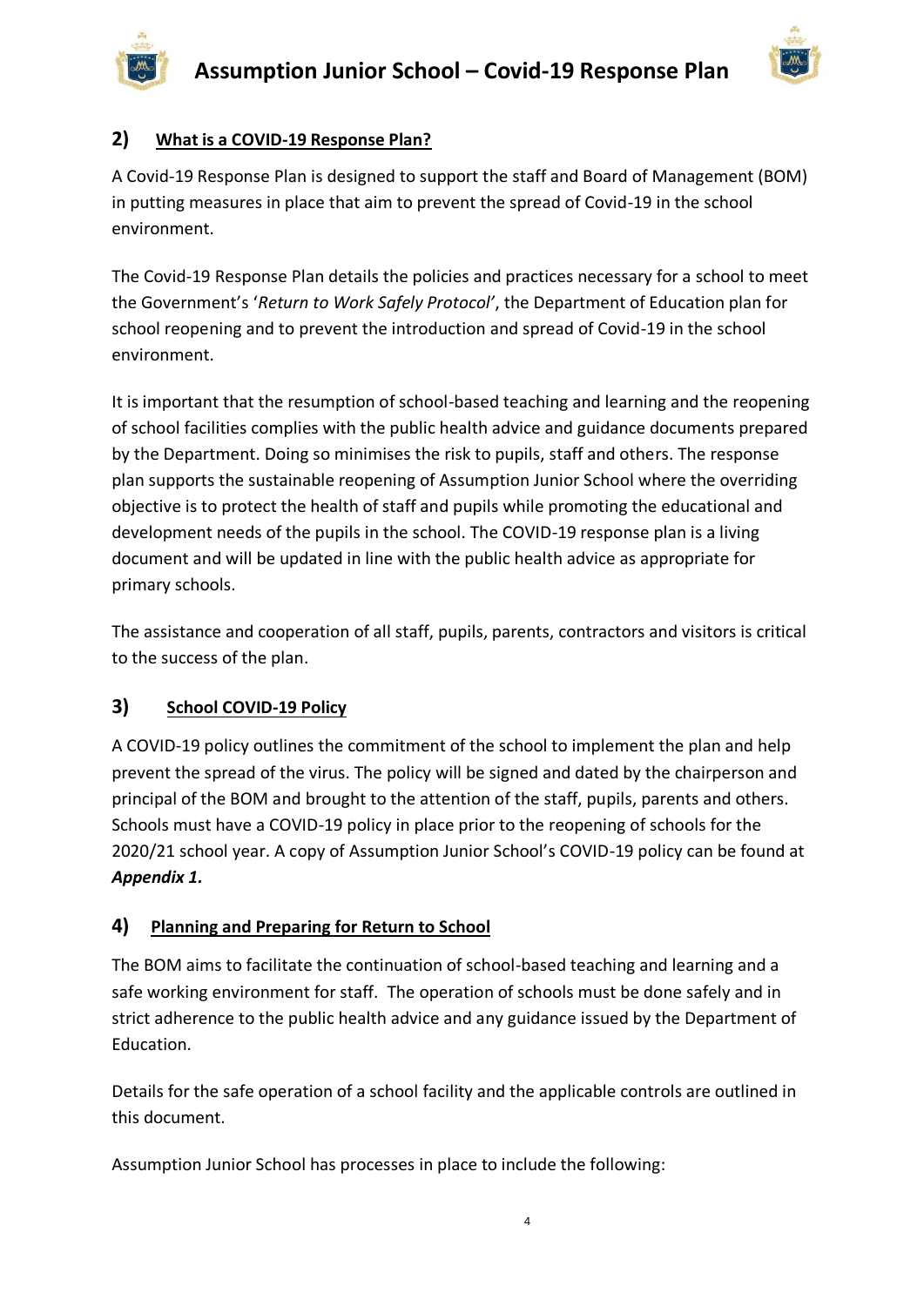## 2) What is a COVID-19 Response Plan?

A Covid-19 Response Plan is designed to support the staff and Board of Management (BOM) in putting measures in place that aim to prevent the spread of Covid-19 in the school environment.

The Covid-19 Response Plan details the policies and practices necessary for a school to meet the Government's '*Return to Work Safely Protocol*', the Department of Education plan for school reopening and to prevent the introduction and spread of Covid-19 in the school environment.

It is important that the resumption of school-based teaching and learning and the reopening of school facilities complies with the public health advice and guidance documents prepared by the Department. Doing so minimises the risk to pupils, staff and others. The response plan supports the sustainable reopening of Assumption Junior School where the overriding objective is to protect the health of staff and pupils while promoting the educational and development needs of the pupils in the school. The COVID-19 response plan is a living document and will be updated in line with the public health advice as appropriate for primary schools.

The assistance and cooperation of all staff, pupils, parents, contractors and visitors is critical to the success of the plan.

## 3) School COVID-19 Policy

A COVID-19 policy outlines the commitment of the school to implement the plan and help prevent the spread of the virus. The policy will be signed and dated by the chairperson and principal of the BOM and brought to the attention of the staff, pupils, parents and others. Schools must have a COVID-19 policy in place prior to the reopening of schools for the 2020/21 school year. A copy of Assumption Junior School's COVID-19 policy can be found at ***Appendix 1.***

## 4) Planning and Preparing for Return to School

The BOM aims to facilitate the continuation of school-based teaching and learning and a safe working environment for staff. The operation of schools must be done safely and in strict adherence to the public health advice and any guidance issued by the Department of Education.

Details for the safe operation of a school facility and the applicable controls are outlined in this document.

Assumption Junior School has processes in place to include the following: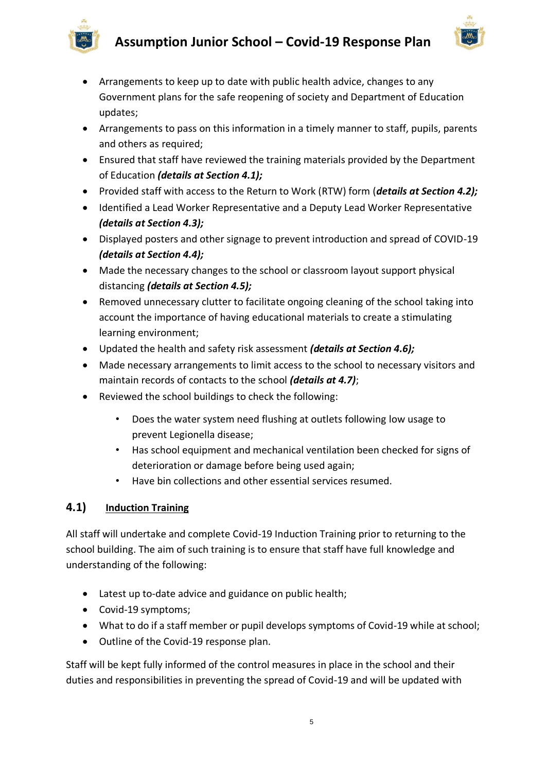- Arrangements to keep up to date with public health advice, changes to any Government plans for the safe reopening of society and Department of Education updates;
- Arrangements to pass on this information in a timely manner to staff, pupils, parents and others as required;
- Ensured that staff have reviewed the training materials provided by the Department of Education ***(details at Section 4.1);***
- Provided staff with access to the Return to Work (RTW) form (***details at Section 4.2);***
- Identified a Lead Worker Representative and a Deputy Lead Worker Representative ***(details at Section 4.3);***
- Displayed posters and other signage to prevent introduction and spread of COVID-19 ***(details at Section 4.4);***
- Made the necessary changes to the school or classroom layout support physical distancing ***(details at Section 4.5);***
- Removed unnecessary clutter to facilitate ongoing cleaning of the school taking into account the importance of having educational materials to create a stimulating learning environment;
- Updated the health and safety risk assessment ***(details at Section 4.6);***
- Made necessary arrangements to limit access to the school to necessary visitors and maintain records of contacts to the school ***(details at 4.7)***;
- Reviewed the school buildings to check the following:
    - Does the water system need flushing at outlets following low usage to prevent Legionella disease;
    - Has school equipment and mechanical ventilation been checked for signs of deterioration or damage before being used again;
    - Have bin collections and other essential services resumed.

## 4.1) Induction Training

All staff will undertake and complete Covid-19 Induction Training prior to returning to the school building. The aim of such training is to ensure that staff have full knowledge and understanding of the following:

- Latest up to-date advice and guidance on public health;
- Covid-19 symptoms;
- What to do if a staff member or pupil develops symptoms of Covid-19 while at school;
- Outline of the Covid-19 response plan.

Staff will be kept fully informed of the control measures in place in the school and their duties and responsibilities in preventing the spread of Covid-19 and will be updated with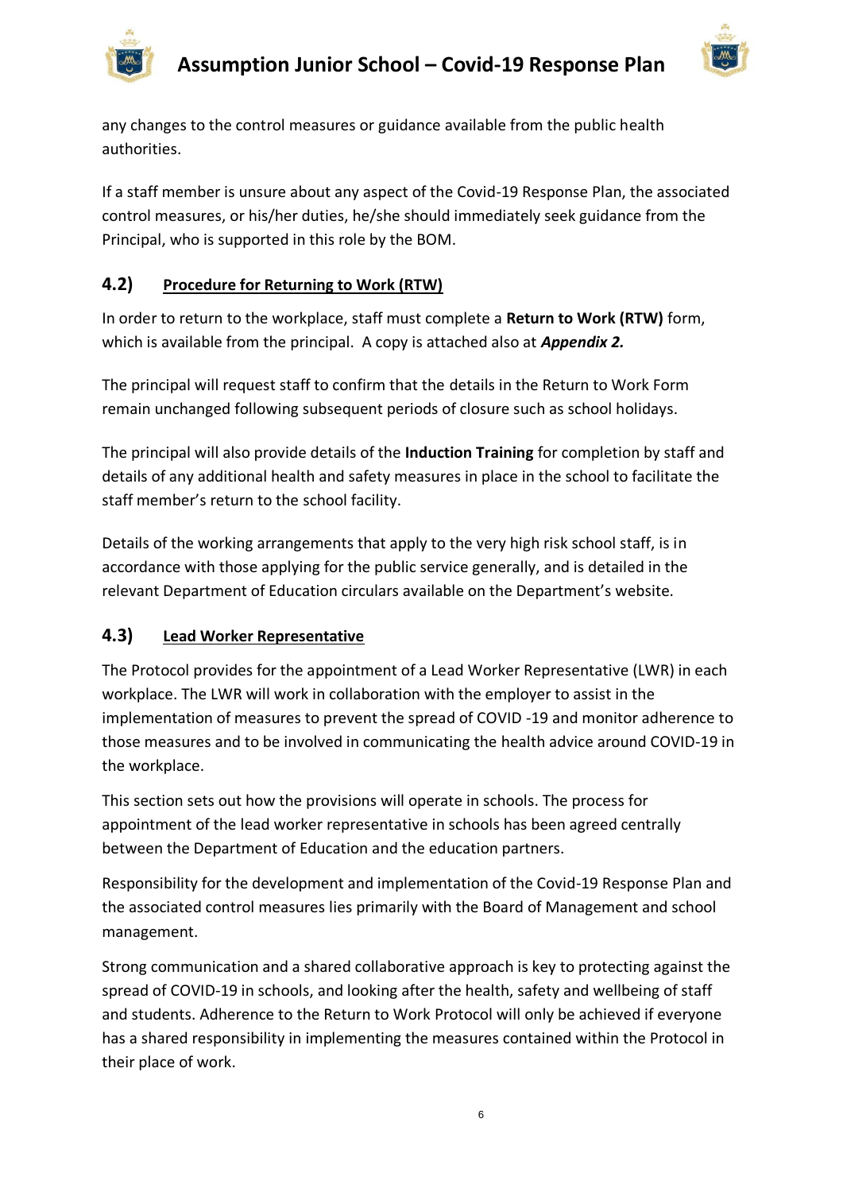any changes to the control measures or guidance available from the public health authorities.

If a staff member is unsure about any aspect of the Covid-19 Response Plan, the associated control measures, or his/her duties, he/she should immediately seek guidance from the Principal, who is supported in this role by the BOM.

## 4.2) Procedure for Returning to Work (RTW)

In order to return to the workplace, staff must complete a **Return to Work (RTW)** form, which is available from the principal. A copy is attached also at ***Appendix 2.***

The principal will request staff to confirm that the details in the Return to Work Form remain unchanged following subsequent periods of closure such as school holidays.

The principal will also provide details of the **Induction Training** for completion by staff and details of any additional health and safety measures in place in the school to facilitate the staff member's return to the school facility.

Details of the working arrangements that apply to the very high risk school staff, is in accordance with those applying for the public service generally, and is detailed in the relevant Department of Education circulars available on the Department's website.

## 4.3) Lead Worker Representative

The Protocol provides for the appointment of a Lead Worker Representative (LWR) in each workplace. The LWR will work in collaboration with the employer to assist in the implementation of measures to prevent the spread of COVID -19 and monitor adherence to those measures and to be involved in communicating the health advice around COVID-19 in the workplace.

This section sets out how the provisions will operate in schools. The process for appointment of the lead worker representative in schools has been agreed centrally between the Department of Education and the education partners.

Responsibility for the development and implementation of the Covid-19 Response Plan and the associated control measures lies primarily with the Board of Management and school management.

Strong communication and a shared collaborative approach is key to protecting against the spread of COVID-19 in schools, and looking after the health, safety and wellbeing of staff and students. Adherence to the Return to Work Protocol will only be achieved if everyone has a shared responsibility in implementing the measures contained within the Protocol in their place of work.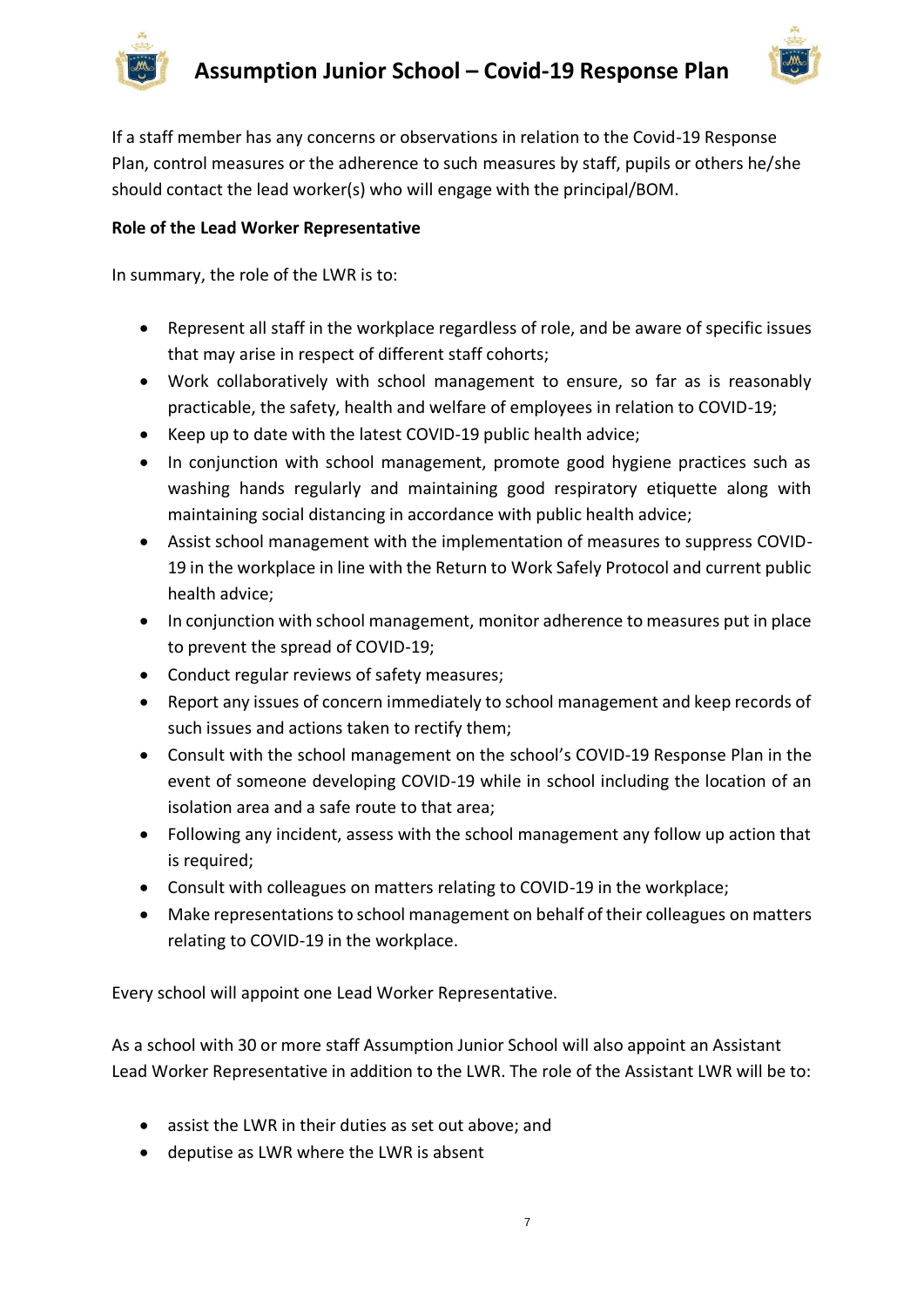If a staff member has any concerns or observations in relation to the Covid-19 Response Plan, control measures or the adherence to such measures by staff, pupils or others he/she should contact the lead worker(s) who will engage with the principal/BOM.

**Role of the Lead Worker Representative**

In summary, the role of the LWR is to:

- Represent all staff in the workplace regardless of role, and be aware of specific issues that may arise in respect of different staff cohorts;
- Work collaboratively with school management to ensure, so far as is reasonably practicable, the safety, health and welfare of employees in relation to COVID-19;
- Keep up to date with the latest COVID-19 public health advice;
- In conjunction with school management, promote good hygiene practices such as washing hands regularly and maintaining good respiratory etiquette along with maintaining social distancing in accordance with public health advice;
- Assist school management with the implementation of measures to suppress COVID-19 in the workplace in line with the Return to Work Safely Protocol and current public health advice;
- In conjunction with school management, monitor adherence to measures put in place to prevent the spread of COVID-19;
- Conduct regular reviews of safety measures;
- Report any issues of concern immediately to school management and keep records of such issues and actions taken to rectify them;
- Consult with the school management on the school's COVID-19 Response Plan in the event of someone developing COVID-19 while in school including the location of an isolation area and a safe route to that area;
- Following any incident, assess with the school management any follow up action that is required;
- Consult with colleagues on matters relating to COVID-19 in the workplace;
- Make representations to school management on behalf of their colleagues on matters relating to COVID-19 in the workplace.

Every school will appoint one Lead Worker Representative.

As a school with 30 or more staff Assumption Junior School will also appoint an Assistant Lead Worker Representative in addition to the LWR. The role of the Assistant LWR will be to:

- assist the LWR in their duties as set out above; and
- deputise as LWR where the LWR is absent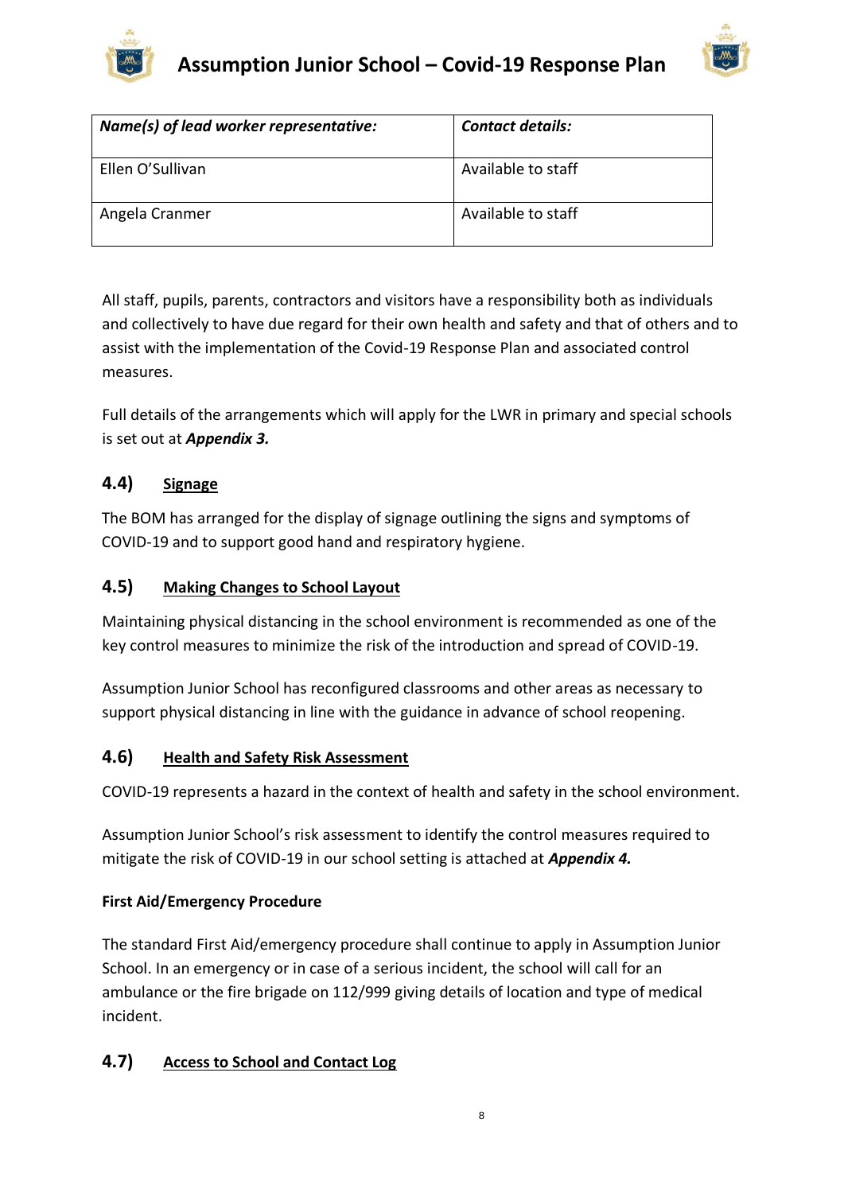| *Name(s) of lead worker representative:* | *Contact details:* |
|---|---|
| Ellen O'Sullivan | Available to staff |
| Angela Cranmer | Available to staff |

All staff, pupils, parents, contractors and visitors have a responsibility both as individuals and collectively to have due regard for their own health and safety and that of others and to assist with the implementation of the Covid-19 Response Plan and associated control measures.

Full details of the arrangements which will apply for the LWR in primary and special schools is set out at ***Appendix 3.***

## 4.4) Signage

The BOM has arranged for the display of signage outlining the signs and symptoms of COVID-19 and to support good hand and respiratory hygiene.

## 4.5) Making Changes to School Layout

Maintaining physical distancing in the school environment is recommended as one of the key control measures to minimize the risk of the introduction and spread of COVID-19.

Assumption Junior School has reconfigured classrooms and other areas as necessary to support physical distancing in line with the guidance in advance of school reopening.

## 4.6) Health and Safety Risk Assessment

COVID-19 represents a hazard in the context of health and safety in the school environment.

Assumption Junior School's risk assessment to identify the control measures required to mitigate the risk of COVID-19 in our school setting is attached at ***Appendix 4.***

**First Aid/Emergency Procedure**

The standard First Aid/emergency procedure shall continue to apply in Assumption Junior School. In an emergency or in case of a serious incident, the school will call for an ambulance or the fire brigade on 112/999 giving details of location and type of medical incident.

## 4.7) Access to School and Contact Log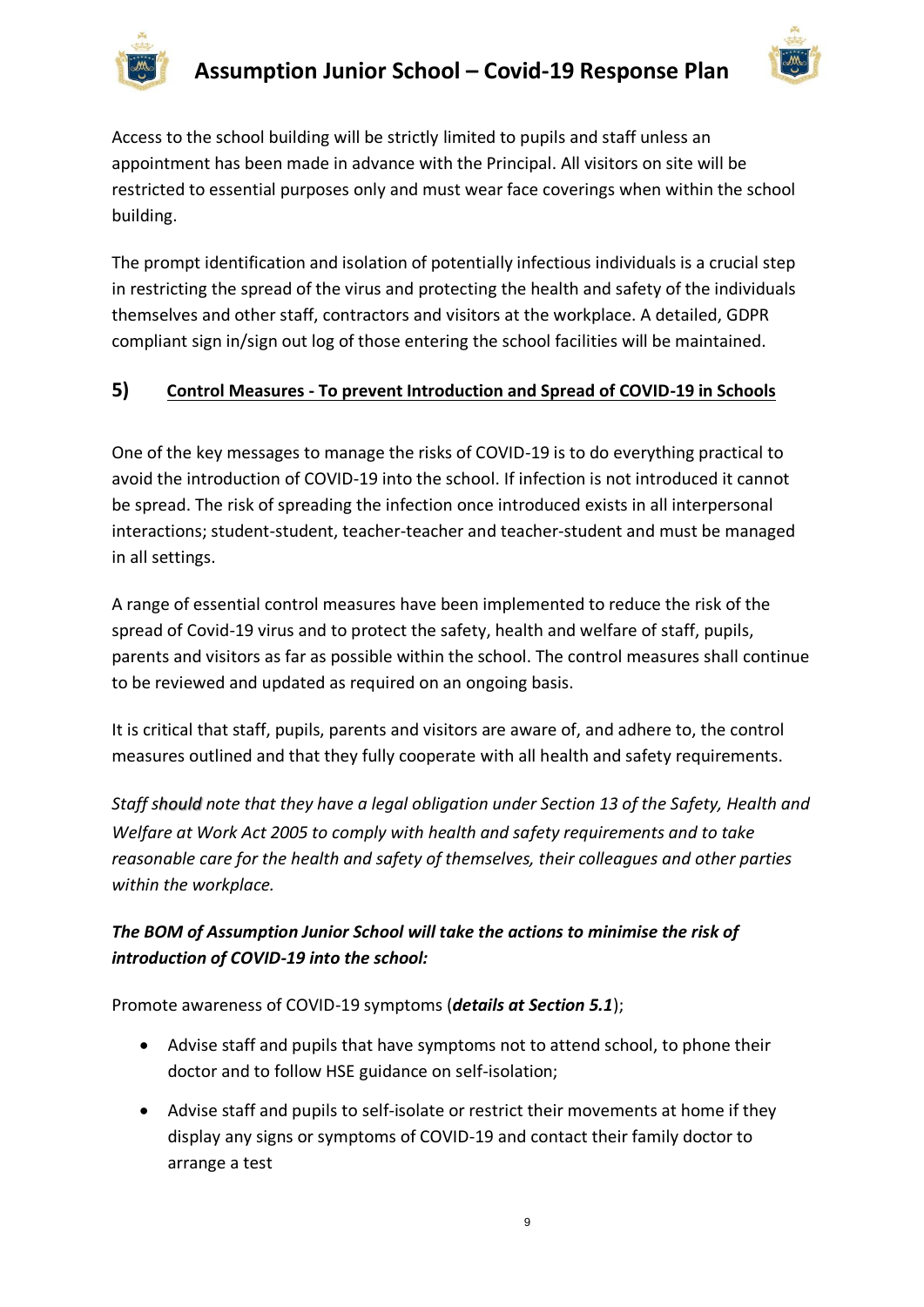Access to the school building will be strictly limited to pupils and staff unless an appointment has been made in advance with the Principal. All visitors on site will be restricted to essential purposes only and must wear face coverings when within the school building.

The prompt identification and isolation of potentially infectious individuals is a crucial step in restricting the spread of the virus and protecting the health and safety of the individuals themselves and other staff, contractors and visitors at the workplace. A detailed, GDPR compliant sign in/sign out log of those entering the school facilities will be maintained.

## 5) Control Measures - To prevent Introduction and Spread of COVID-19 in Schools

One of the key messages to manage the risks of COVID-19 is to do everything practical to avoid the introduction of COVID-19 into the school. If infection is not introduced it cannot be spread. The risk of spreading the infection once introduced exists in all interpersonal interactions; student-student, teacher-teacher and teacher-student and must be managed in all settings.

A range of essential control measures have been implemented to reduce the risk of the spread of Covid-19 virus and to protect the safety, health and welfare of staff, pupils, parents and visitors as far as possible within the school. The control measures shall continue to be reviewed and updated as required on an ongoing basis.

It is critical that staff, pupils, parents and visitors are aware of, and adhere to, the control measures outlined and that they fully cooperate with all health and safety requirements.

*Staff should note that they have a legal obligation under Section 13 of the Safety, Health and Welfare at Work Act 2005 to comply with health and safety requirements and to take reasonable care for the health and safety of themselves, their colleagues and other parties within the workplace.*

***The BOM of Assumption Junior School will take the actions to minimise the risk of introduction of COVID-19 into the school:***

Promote awareness of COVID-19 symptoms (***details at Section 5.1***);

- Advise staff and pupils that have symptoms not to attend school, to phone their doctor and to follow HSE guidance on self-isolation;
- Advise staff and pupils to self-isolate or restrict their movements at home if they display any signs or symptoms of COVID-19 and contact their family doctor to arrange a test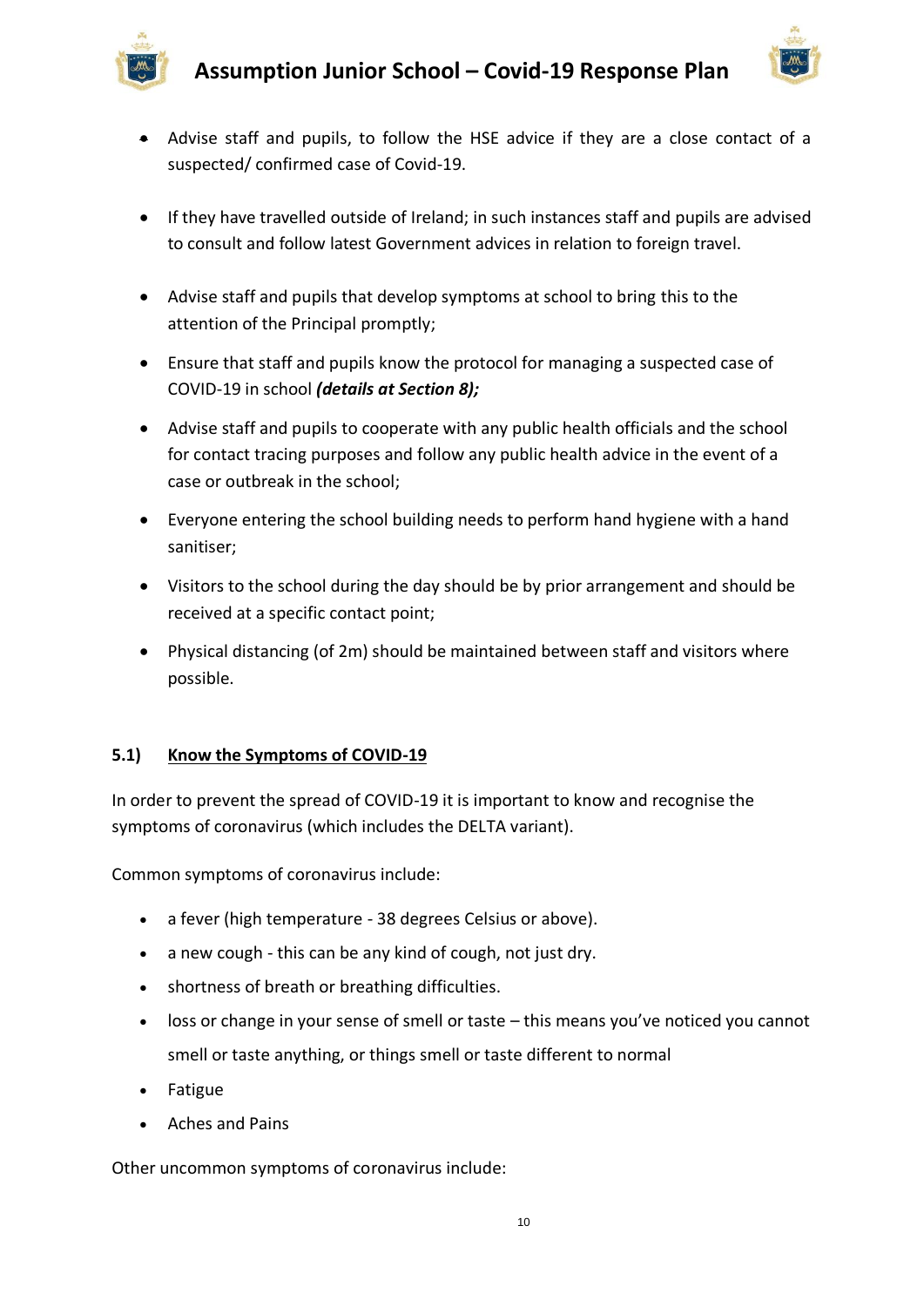- Advise staff and pupils, to follow the HSE advice if they are a close contact of a suspected/ confirmed case of Covid-19.

- If they have travelled outside of Ireland; in such instances staff and pupils are advised to consult and follow latest Government advices in relation to foreign travel.

- Advise staff and pupils that develop symptoms at school to bring this to the attention of the Principal promptly;

- Ensure that staff and pupils know the protocol for managing a suspected case of COVID-19 in school ***(details at Section 8);***

- Advise staff and pupils to cooperate with any public health officials and the school for contact tracing purposes and follow any public health advice in the event of a case or outbreak in the school;

- Everyone entering the school building needs to perform hand hygiene with a hand sanitiser;

- Visitors to the school during the day should be by prior arrangement and should be received at a specific contact point;

- Physical distancing (of 2m) should be maintained between staff and visitors where possible.

### 5.1) Know the Symptoms of COVID-19

In order to prevent the spread of COVID-19 it is important to know and recognise the symptoms of coronavirus (which includes the DELTA variant).

Common symptoms of coronavirus include:

- a fever (high temperature - 38 degrees Celsius or above).
- a new cough - this can be any kind of cough, not just dry.
- shortness of breath or breathing difficulties.
- loss or change in your sense of smell or taste – this means you've noticed you cannot smell or taste anything, or things smell or taste different to normal
- Fatigue
- Aches and Pains

Other uncommon symptoms of coronavirus include: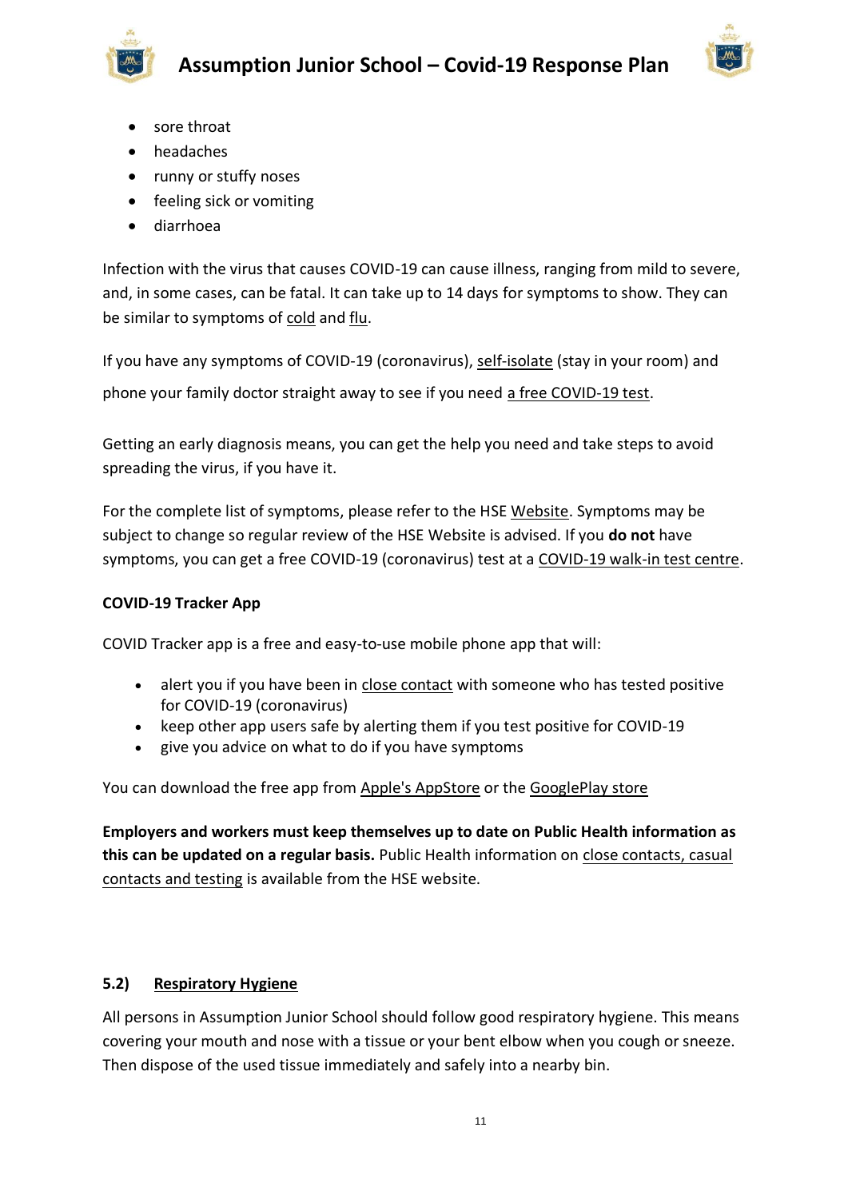- sore throat
- headaches
- runny or stuffy noses
- feeling sick or vomiting
- diarrhoea

Infection with the virus that causes COVID-19 can cause illness, ranging from mild to severe, and, in some cases, can be fatal. It can take up to 14 days for symptoms to show. They can be similar to symptoms of cold and flu.

If you have any symptoms of COVID-19 (coronavirus), self-isolate (stay in your room) and phone your family doctor straight away to see if you need a free COVID-19 test.

Getting an early diagnosis means, you can get the help you need and take steps to avoid spreading the virus, if you have it.

For the complete list of symptoms, please refer to the HSE Website. Symptoms may be subject to change so regular review of the HSE Website is advised. If you **do not** have symptoms, you can get a free COVID-19 (coronavirus) test at a COVID-19 walk-in test centre.

**COVID-19 Tracker App**

COVID Tracker app is a free and easy-to-use mobile phone app that will:

- alert you if you have been in close contact with someone who has tested positive for COVID-19 (coronavirus)
- keep other app users safe by alerting them if you test positive for COVID-19
- give you advice on what to do if you have symptoms

You can download the free app from Apple's AppStore or the GooglePlay store

**Employers and workers must keep themselves up to date on Public Health information as this can be updated on a regular basis.** Public Health information on close contacts, casual contacts and testing is available from the HSE website.

## 5.2) Respiratory Hygiene

All persons in Assumption Junior School should follow good respiratory hygiene. This means covering your mouth and nose with a tissue or your bent elbow when you cough or sneeze. Then dispose of the used tissue immediately and safely into a nearby bin.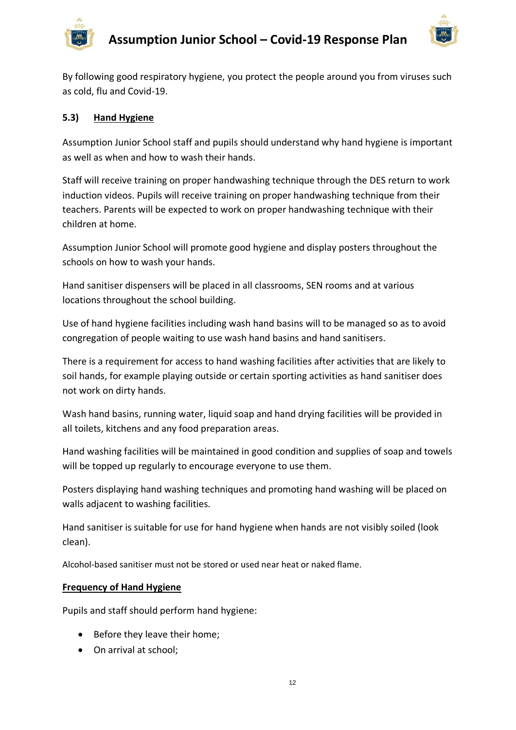By following good respiratory hygiene, you protect the people around you from viruses such as cold, flu and Covid-19.

### 5.3) Hand Hygiene

Assumption Junior School staff and pupils should understand why hand hygiene is important as well as when and how to wash their hands.

Staff will receive training on proper handwashing technique through the DES return to work induction videos. Pupils will receive training on proper handwashing technique from their teachers. Parents will be expected to work on proper handwashing technique with their children at home.

Assumption Junior School will promote good hygiene and display posters throughout the schools on how to wash your hands.

Hand sanitiser dispensers will be placed in all classrooms, SEN rooms and at various locations throughout the school building.

Use of hand hygiene facilities including wash hand basins will to be managed so as to avoid congregation of people waiting to use wash hand basins and hand sanitisers.

There is a requirement for access to hand washing facilities after activities that are likely to soil hands, for example playing outside or certain sporting activities as hand sanitiser does not work on dirty hands.

Wash hand basins, running water, liquid soap and hand drying facilities will be provided in all toilets, kitchens and any food preparation areas.

Hand washing facilities will be maintained in good condition and supplies of soap and towels will be topped up regularly to encourage everyone to use them.

Posters displaying hand washing techniques and promoting hand washing will be placed on walls adjacent to washing facilities.

Hand sanitiser is suitable for use for hand hygiene when hands are not visibly soiled (look clean).

Alcohol-based sanitiser must not be stored or used near heat or naked flame.

**Frequency of Hand Hygiene**

Pupils and staff should perform hand hygiene:

- Before they leave their home;
- On arrival at school;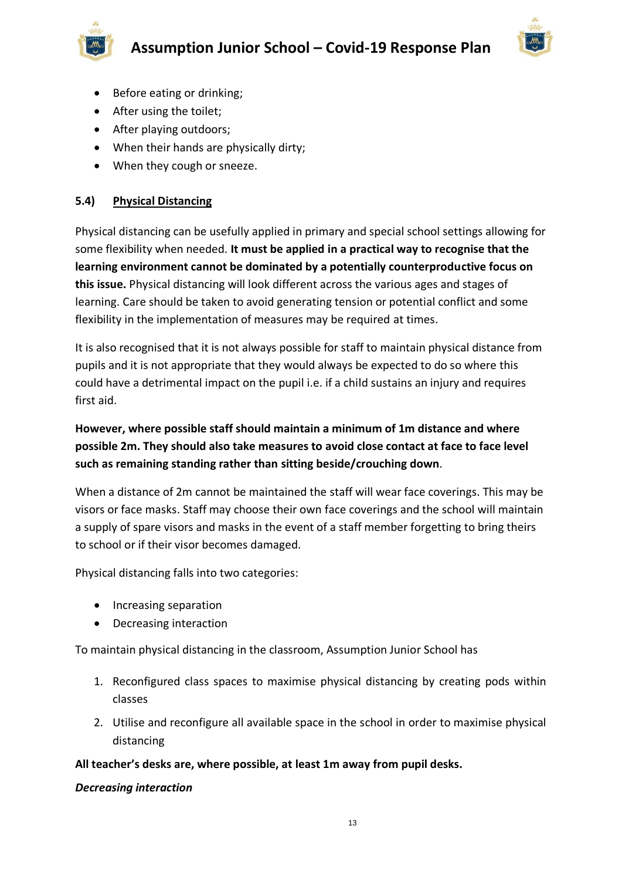- Before eating or drinking;
- After using the toilet;
- After playing outdoors;
- When their hands are physically dirty;
- When they cough or sneeze.

### 5.4) <u>Physical Distancing</u>

Physical distancing can be usefully applied in primary and special school settings allowing for some flexibility when needed. **It must be applied in a practical way to recognise that the learning environment cannot be dominated by a potentially counterproductive focus on this issue.** Physical distancing will look different across the various ages and stages of learning. Care should be taken to avoid generating tension or potential conflict and some flexibility in the implementation of measures may be required at times.

It is also recognised that it is not always possible for staff to maintain physical distance from pupils and it is not appropriate that they would always be expected to do so where this could have a detrimental impact on the pupil i.e. if a child sustains an injury and requires first aid.

**However, where possible staff should maintain a minimum of 1m distance and where possible 2m. They should also take measures to avoid close contact at face to face level such as remaining standing rather than sitting beside/crouching down**.

When a distance of 2m cannot be maintained the staff will wear face coverings. This may be visors or face masks. Staff may choose their own face coverings and the school will maintain a supply of spare visors and masks in the event of a staff member forgetting to bring theirs to school or if their visor becomes damaged.

Physical distancing falls into two categories:

- Increasing separation
- Decreasing interaction

To maintain physical distancing in the classroom, Assumption Junior School has

1. Reconfigured class spaces to maximise physical distancing by creating pods within classes
2. Utilise and reconfigure all available space in the school in order to maximise physical distancing

**All teacher's desks are, where possible, at least 1m away from pupil desks.**

***Decreasing interaction***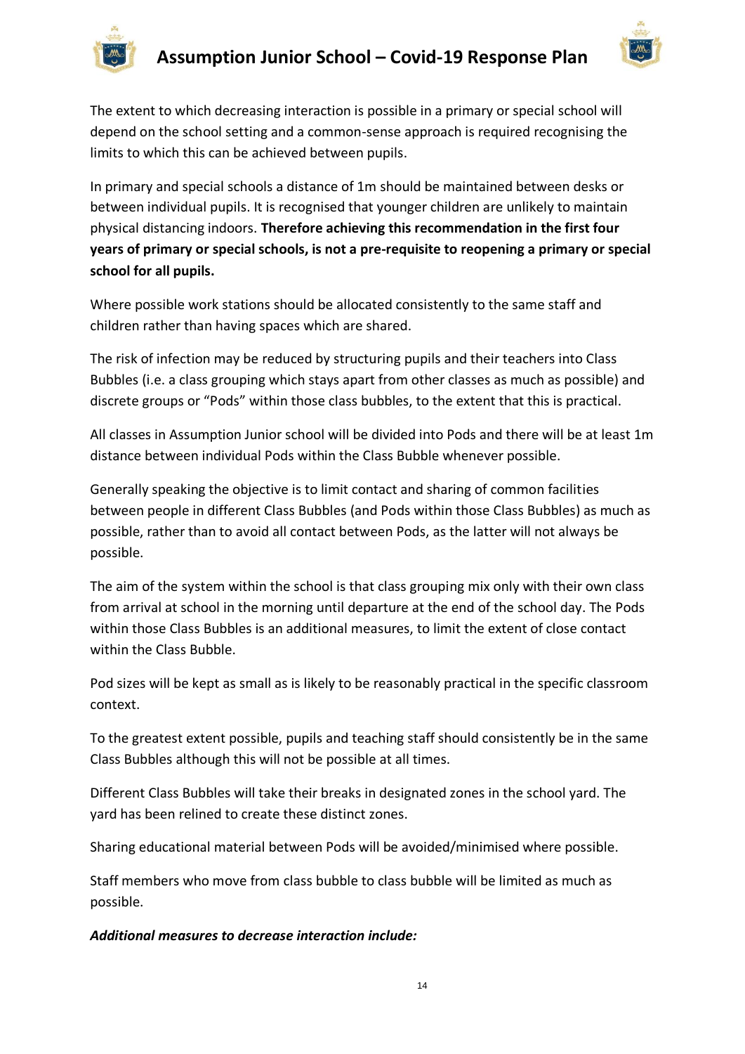The extent to which decreasing interaction is possible in a primary or special school will depend on the school setting and a common-sense approach is required recognising the limits to which this can be achieved between pupils.

In primary and special schools a distance of 1m should be maintained between desks or between individual pupils. It is recognised that younger children are unlikely to maintain physical distancing indoors. **Therefore achieving this recommendation in the first four years of primary or special schools, is not a pre-requisite to reopening a primary or special school for all pupils.**

Where possible work stations should be allocated consistently to the same staff and children rather than having spaces which are shared.

The risk of infection may be reduced by structuring pupils and their teachers into Class Bubbles (i.e. a class grouping which stays apart from other classes as much as possible) and discrete groups or "Pods" within those class bubbles, to the extent that this is practical.

All classes in Assumption Junior school will be divided into Pods and there will be at least 1m distance between individual Pods within the Class Bubble whenever possible.

Generally speaking the objective is to limit contact and sharing of common facilities between people in different Class Bubbles (and Pods within those Class Bubbles) as much as possible, rather than to avoid all contact between Pods, as the latter will not always be possible.

The aim of the system within the school is that class grouping mix only with their own class from arrival at school in the morning until departure at the end of the school day. The Pods within those Class Bubbles is an additional measures, to limit the extent of close contact within the Class Bubble.

Pod sizes will be kept as small as is likely to be reasonably practical in the specific classroom context.

To the greatest extent possible, pupils and teaching staff should consistently be in the same Class Bubbles although this will not be possible at all times.

Different Class Bubbles will take their breaks in designated zones in the school yard. The yard has been relined to create these distinct zones.

Sharing educational material between Pods will be avoided/minimised where possible.

Staff members who move from class bubble to class bubble will be limited as much as possible.

***Additional measures to decrease interaction include:***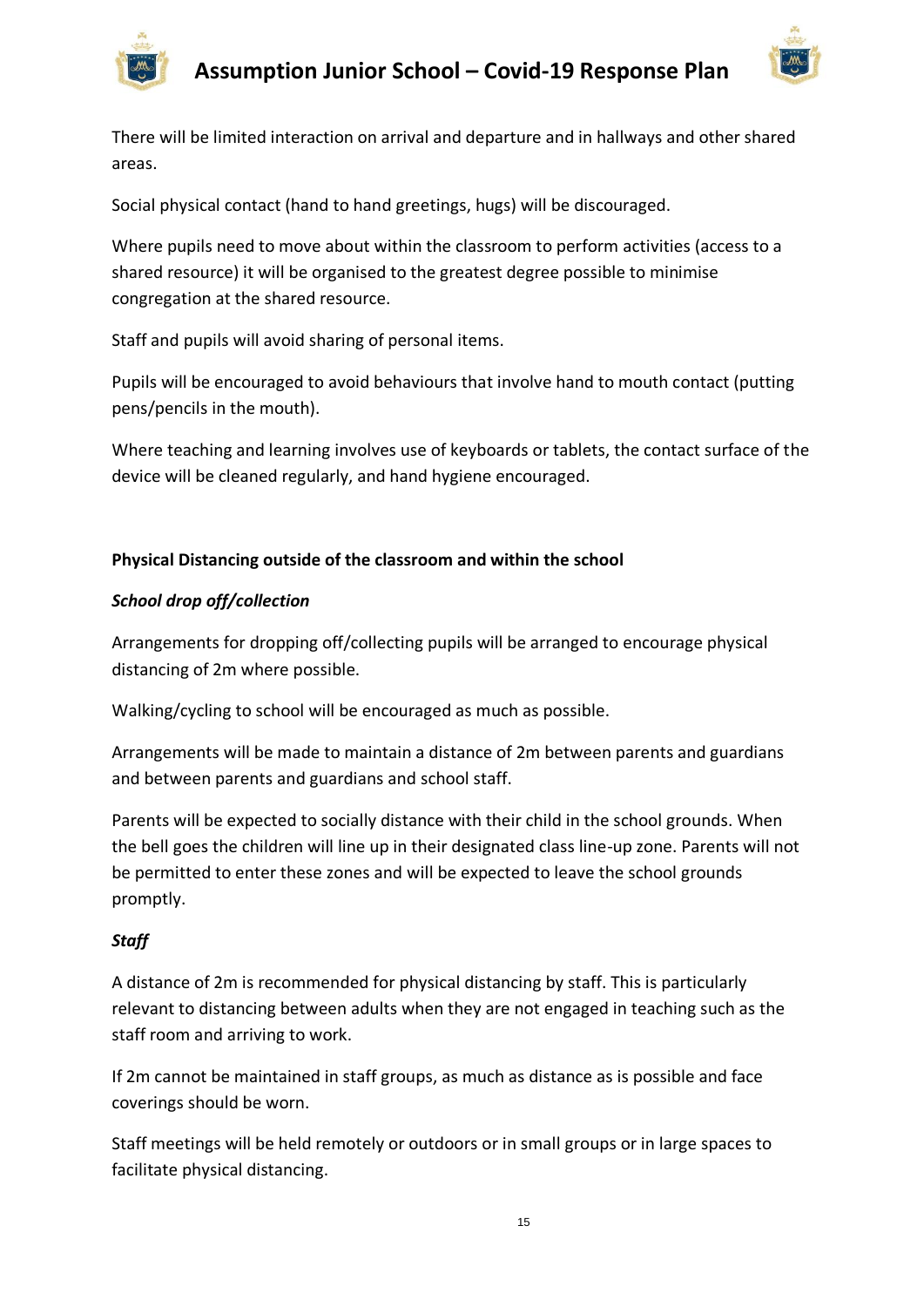There will be limited interaction on arrival and departure and in hallways and other shared areas.

Social physical contact (hand to hand greetings, hugs) will be discouraged.

Where pupils need to move about within the classroom to perform activities (access to a shared resource) it will be organised to the greatest degree possible to minimise congregation at the shared resource.

Staff and pupils will avoid sharing of personal items.

Pupils will be encouraged to avoid behaviours that involve hand to mouth contact (putting pens/pencils in the mouth).

Where teaching and learning involves use of keyboards or tablets, the contact surface of the device will be cleaned regularly, and hand hygiene encouraged.

**Physical Distancing outside of the classroom and within the school**

***School drop off/collection***

Arrangements for dropping off/collecting pupils will be arranged to encourage physical distancing of 2m where possible.

Walking/cycling to school will be encouraged as much as possible.

Arrangements will be made to maintain a distance of 2m between parents and guardians and between parents and guardians and school staff.

Parents will be expected to socially distance with their child in the school grounds. When the bell goes the children will line up in their designated class line-up zone. Parents will not be permitted to enter these zones and will be expected to leave the school grounds promptly.

***Staff***

A distance of 2m is recommended for physical distancing by staff. This is particularly relevant to distancing between adults when they are not engaged in teaching such as the staff room and arriving to work.

If 2m cannot be maintained in staff groups, as much as distance as is possible and face coverings should be worn.

Staff meetings will be held remotely or outdoors or in small groups or in large spaces to facilitate physical distancing.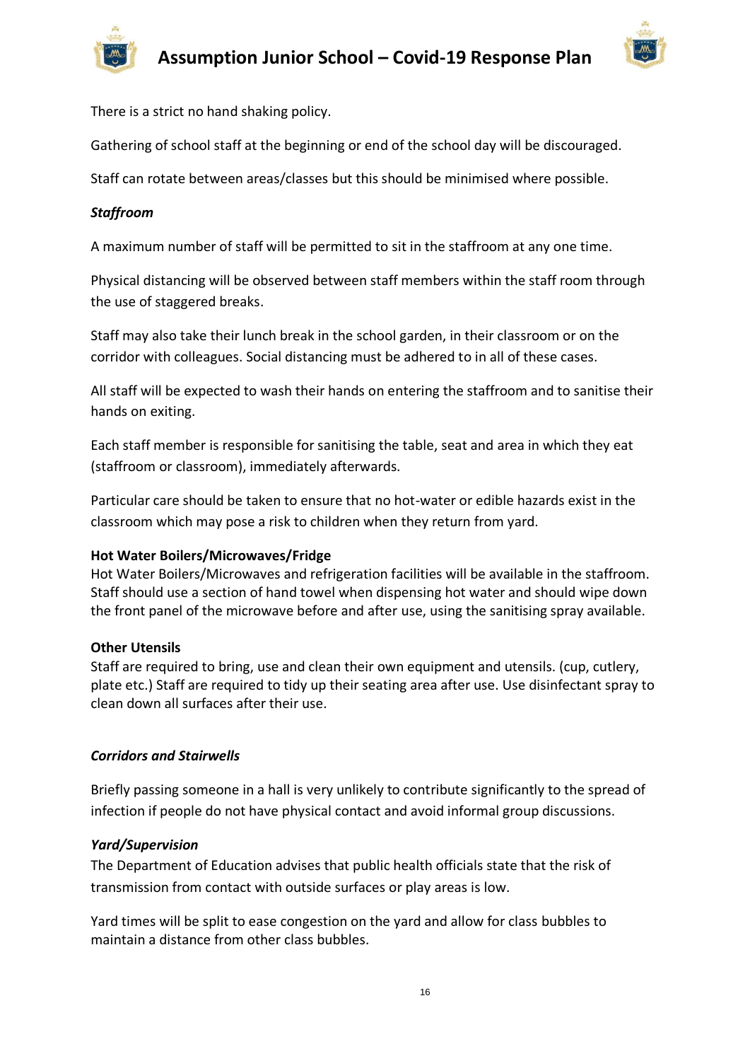There is a strict no hand shaking policy.

Gathering of school staff at the beginning or end of the school day will be discouraged.

Staff can rotate between areas/classes but this should be minimised where possible.

***Staffroom***

A maximum number of staff will be permitted to sit in the staffroom at any one time.

Physical distancing will be observed between staff members within the staff room through the use of staggered breaks.

Staff may also take their lunch break in the school garden, in their classroom or on the corridor with colleagues. Social distancing must be adhered to in all of these cases.

All staff will be expected to wash their hands on entering the staffroom and to sanitise their hands on exiting.

Each staff member is responsible for sanitising the table, seat and area in which they eat (staffroom or classroom), immediately afterwards.

Particular care should be taken to ensure that no hot-water or edible hazards exist in the classroom which may pose a risk to children when they return from yard.

**Hot Water Boilers/Microwaves/Fridge**
Hot Water Boilers/Microwaves and refrigeration facilities will be available in the staffroom. Staff should use a section of hand towel when dispensing hot water and should wipe down the front panel of the microwave before and after use, using the sanitising spray available.

**Other Utensils**
Staff are required to bring, use and clean their own equipment and utensils. (cup, cutlery, plate etc.) Staff are required to tidy up their seating area after use. Use disinfectant spray to clean down all surfaces after their use.

***Corridors and Stairwells***

Briefly passing someone in a hall is very unlikely to contribute significantly to the spread of infection if people do not have physical contact and avoid informal group discussions.

***Yard/Supervision***
The Department of Education advises that public health officials state that the risk of transmission from contact with outside surfaces or play areas is low.

Yard times will be split to ease congestion on the yard and allow for class bubbles to maintain a distance from other class bubbles.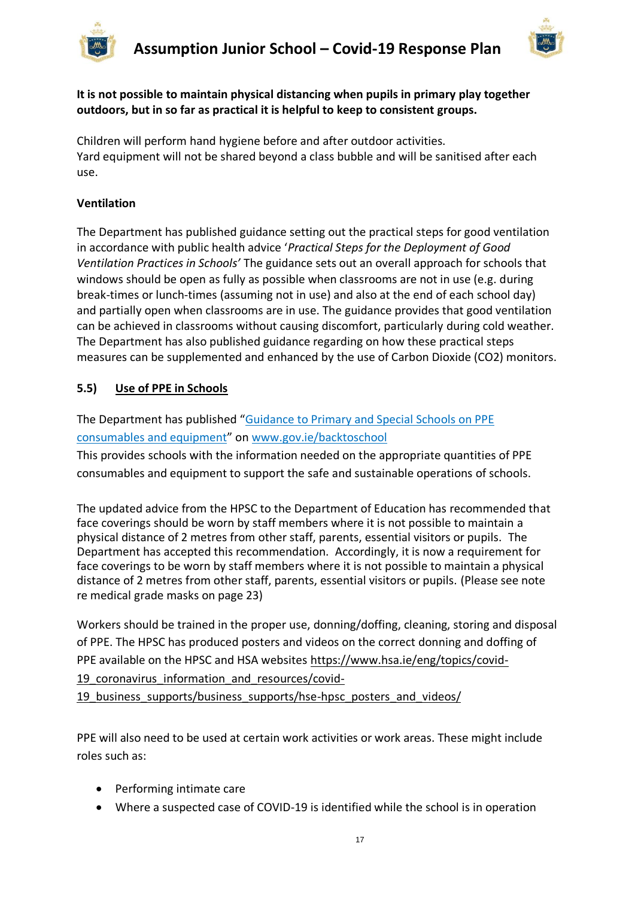**It is not possible to maintain physical distancing when pupils in primary play together outdoors, but in so far as practical it is helpful to keep to consistent groups.**

Children will perform hand hygiene before and after outdoor activities.
Yard equipment will not be shared beyond a class bubble and will be sanitised after each use.

**Ventilation**

The Department has published guidance setting out the practical steps for good ventilation in accordance with public health advice '*Practical Steps for the Deployment of Good Ventilation Practices in Schools'* The guidance sets out an overall approach for schools that windows should be open as fully as possible when classrooms are not in use (e.g. during break-times or lunch-times (assuming not in use) and also at the end of each school day) and partially open when classrooms are in use. The guidance provides that good ventilation can be achieved in classrooms without causing discomfort, particularly during cold weather. The Department has also published guidance regarding on how these practical steps measures can be supplemented and enhanced by the use of Carbon Dioxide (CO2) monitors.

### 5.5) Use of PPE in Schools

The Department has published "Guidance to Primary and Special Schools on PPE consumables and equipment" on www.gov.ie/backtoschool
This provides schools with the information needed on the appropriate quantities of PPE consumables and equipment to support the safe and sustainable operations of schools.

The updated advice from the HPSC to the Department of Education has recommended that face coverings should be worn by staff members where it is not possible to maintain a physical distance of 2 metres from other staff, parents, essential visitors or pupils. The Department has accepted this recommendation. Accordingly, it is now a requirement for face coverings to be worn by staff members where it is not possible to maintain a physical distance of 2 metres from other staff, parents, essential visitors or pupils. (Please see note re medical grade masks on page 23)

Workers should be trained in the proper use, donning/doffing, cleaning, storing and disposal of PPE. The HPSC has produced posters and videos on the correct donning and doffing of PPE available on the HPSC and HSA websites https://www.hsa.ie/eng/topics/covid-19_coronavirus_information_and_resources/covid-19_business_supports/business_supports/hse-hpsc_posters_and_videos/

PPE will also need to be used at certain work activities or work areas. These might include roles such as:

- Performing intimate care
- Where a suspected case of COVID-19 is identified while the school is in operation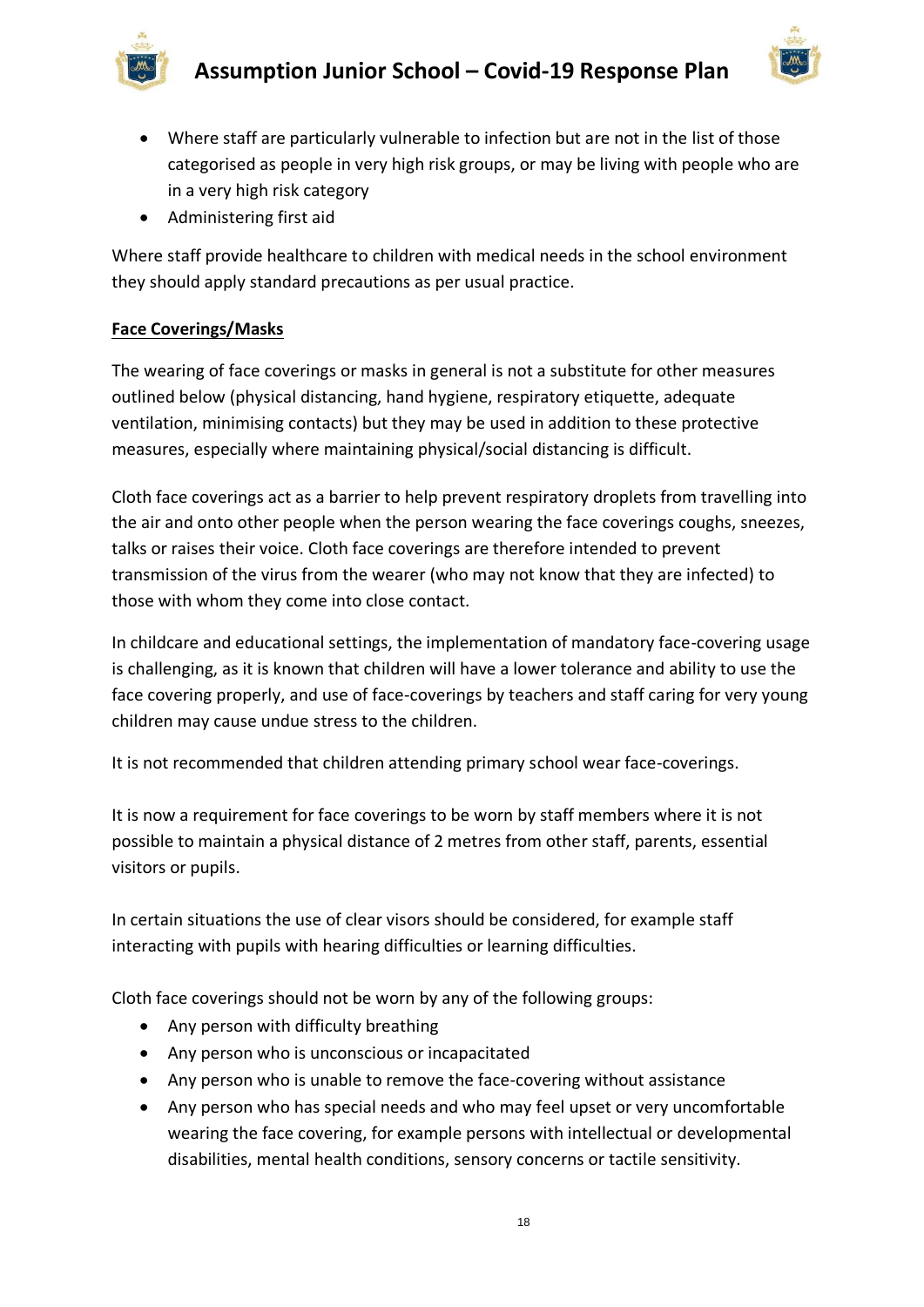- Where staff are particularly vulnerable to infection but are not in the list of those categorised as people in very high risk groups, or may be living with people who are in a very high risk category
- Administering first aid

Where staff provide healthcare to children with medical needs in the school environment they should apply standard precautions as per usual practice.

**Face Coverings/Masks**

The wearing of face coverings or masks in general is not a substitute for other measures outlined below (physical distancing, hand hygiene, respiratory etiquette, adequate ventilation, minimising contacts) but they may be used in addition to these protective measures, especially where maintaining physical/social distancing is difficult.

Cloth face coverings act as a barrier to help prevent respiratory droplets from travelling into the air and onto other people when the person wearing the face coverings coughs, sneezes, talks or raises their voice. Cloth face coverings are therefore intended to prevent transmission of the virus from the wearer (who may not know that they are infected) to those with whom they come into close contact.

In childcare and educational settings, the implementation of mandatory face-covering usage is challenging, as it is known that children will have a lower tolerance and ability to use the face covering properly, and use of face-coverings by teachers and staff caring for very young children may cause undue stress to the children.

It is not recommended that children attending primary school wear face-coverings.

It is now a requirement for face coverings to be worn by staff members where it is not possible to maintain a physical distance of 2 metres from other staff, parents, essential visitors or pupils.

In certain situations the use of clear visors should be considered, for example staff interacting with pupils with hearing difficulties or learning difficulties.

Cloth face coverings should not be worn by any of the following groups:

- Any person with difficulty breathing
- Any person who is unconscious or incapacitated
- Any person who is unable to remove the face-covering without assistance
- Any person who has special needs and who may feel upset or very uncomfortable wearing the face covering, for example persons with intellectual or developmental disabilities, mental health conditions, sensory concerns or tactile sensitivity.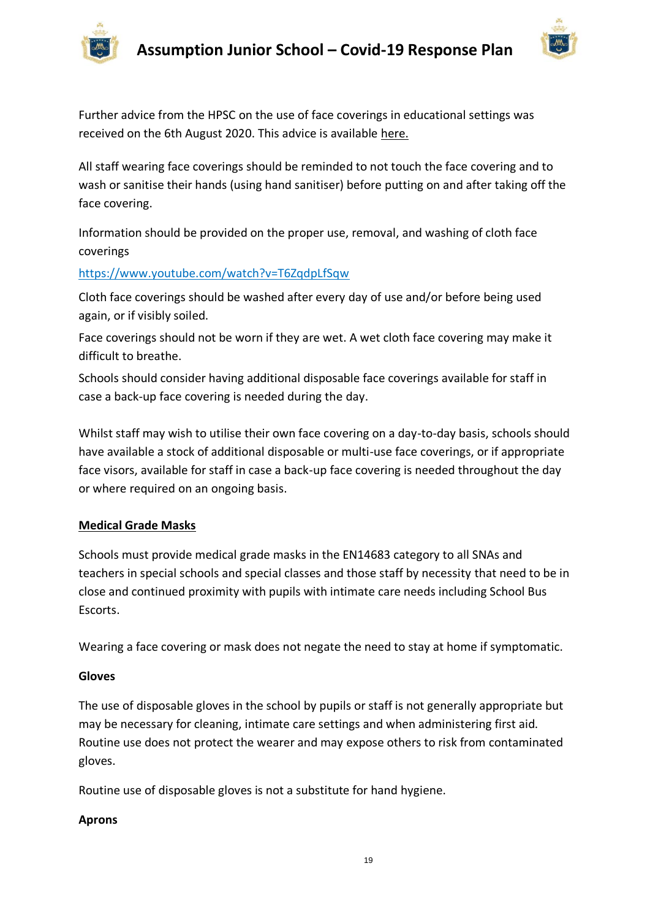Further advice from the HPSC on the use of face coverings in educational settings was received on the 6th August 2020. This advice is available here.

All staff wearing face coverings should be reminded to not touch the face covering and to wash or sanitise their hands (using hand sanitiser) before putting on and after taking off the face covering.

Information should be provided on the proper use, removal, and washing of cloth face coverings

https://www.youtube.com/watch?v=T6ZqdpLfSqw

Cloth face coverings should be washed after every day of use and/or before being used again, or if visibly soiled.

Face coverings should not be worn if they are wet. A wet cloth face covering may make it difficult to breathe.

Schools should consider having additional disposable face coverings available for staff in case a back-up face covering is needed during the day.

Whilst staff may wish to utilise their own face covering on a day-to-day basis, schools should have available a stock of additional disposable or multi-use face coverings, or if appropriate face visors, available for staff in case a back-up face covering is needed throughout the day or where required on an ongoing basis.

**Medical Grade Masks**

Schools must provide medical grade masks in the EN14683 category to all SNAs and teachers in special schools and special classes and those staff by necessity that need to be in close and continued proximity with pupils with intimate care needs including School Bus Escorts.

Wearing a face covering or mask does not negate the need to stay at home if symptomatic.

**Gloves**

The use of disposable gloves in the school by pupils or staff is not generally appropriate but may be necessary for cleaning, intimate care settings and when administering first aid. Routine use does not protect the wearer and may expose others to risk from contaminated gloves.

Routine use of disposable gloves is not a substitute for hand hygiene.

**Aprons**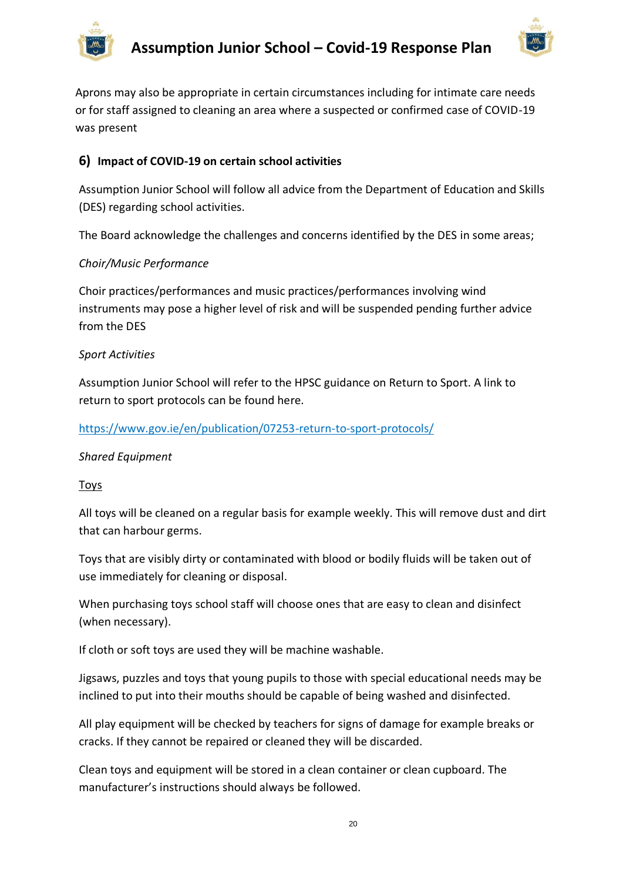Aprons may also be appropriate in certain circumstances including for intimate care needs or for staff assigned to cleaning an area where a suspected or confirmed case of COVID-19 was present

## 6) Impact of COVID-19 on certain school activities

Assumption Junior School will follow all advice from the Department of Education and Skills (DES) regarding school activities.

The Board acknowledge the challenges and concerns identified by the DES in some areas;

*Choir/Music Performance*

Choir practices/performances and music practices/performances involving wind instruments may pose a higher level of risk and will be suspended pending further advice from the DES

*Sport Activities*

Assumption Junior School will refer to the HPSC guidance on Return to Sport. A link to return to sport protocols can be found here.

https://www.gov.ie/en/publication/07253-return-to-sport-protocols/

*Shared Equipment*

Toys

All toys will be cleaned on a regular basis for example weekly. This will remove dust and dirt that can harbour germs.

Toys that are visibly dirty or contaminated with blood or bodily fluids will be taken out of use immediately for cleaning or disposal.

When purchasing toys school staff will choose ones that are easy to clean and disinfect (when necessary).

If cloth or soft toys are used they will be machine washable.

Jigsaws, puzzles and toys that young pupils to those with special educational needs may be inclined to put into their mouths should be capable of being washed and disinfected.

All play equipment will be checked by teachers for signs of damage for example breaks or cracks. If they cannot be repaired or cleaned they will be discarded.

Clean toys and equipment will be stored in a clean container or clean cupboard. The manufacturer's instructions should always be followed.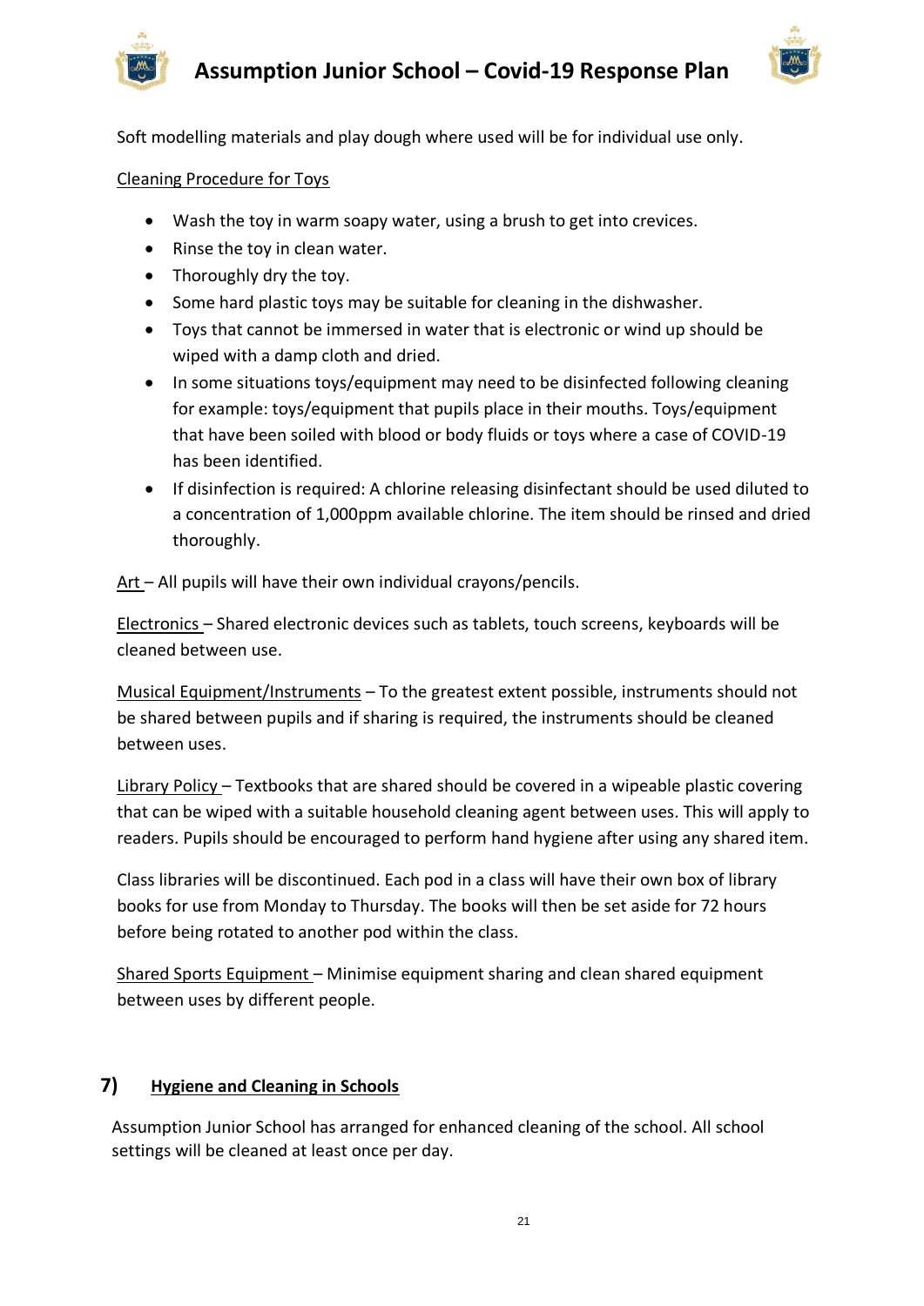Soft modelling materials and play dough where used will be for individual use only.

Cleaning Procedure for Toys

- Wash the toy in warm soapy water, using a brush to get into crevices.
- Rinse the toy in clean water.
- Thoroughly dry the toy.
- Some hard plastic toys may be suitable for cleaning in the dishwasher.
- Toys that cannot be immersed in water that is electronic or wind up should be wiped with a damp cloth and dried.
- In some situations toys/equipment may need to be disinfected following cleaning for example: toys/equipment that pupils place in their mouths. Toys/equipment that have been soiled with blood or body fluids or toys where a case of COVID-19 has been identified.
- If disinfection is required: A chlorine releasing disinfectant should be used diluted to a concentration of 1,000ppm available chlorine. The item should be rinsed and dried thoroughly.

Art – All pupils will have their own individual crayons/pencils.

Electronics – Shared electronic devices such as tablets, touch screens, keyboards will be cleaned between use.

Musical Equipment/Instruments – To the greatest extent possible, instruments should not be shared between pupils and if sharing is required, the instruments should be cleaned between uses.

Library Policy – Textbooks that are shared should be covered in a wipeable plastic covering that can be wiped with a suitable household cleaning agent between uses. This will apply to readers. Pupils should be encouraged to perform hand hygiene after using any shared item.

Class libraries will be discontinued. Each pod in a class will have their own box of library books for use from Monday to Thursday. The books will then be set aside for 72 hours before being rotated to another pod within the class.

Shared Sports Equipment – Minimise equipment sharing and clean shared equipment between uses by different people.

## 7) Hygiene and Cleaning in Schools

Assumption Junior School has arranged for enhanced cleaning of the school. All school settings will be cleaned at least once per day.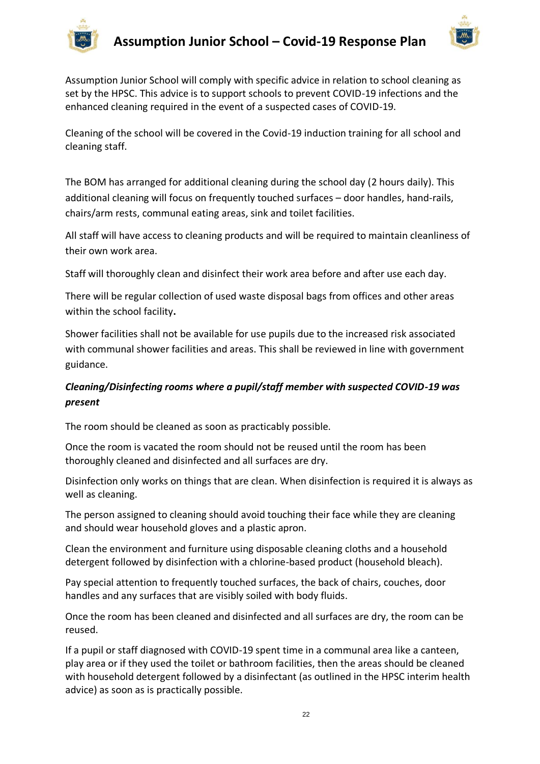Assumption Junior School will comply with specific advice in relation to school cleaning as set by the HPSC. This advice is to support schools to prevent COVID-19 infections and the enhanced cleaning required in the event of a suspected cases of COVID-19.

Cleaning of the school will be covered in the Covid-19 induction training for all school and cleaning staff.

The BOM has arranged for additional cleaning during the school day (2 hours daily). This additional cleaning will focus on frequently touched surfaces – door handles, hand-rails, chairs/arm rests, communal eating areas, sink and toilet facilities.

All staff will have access to cleaning products and will be required to maintain cleanliness of their own work area.

Staff will thoroughly clean and disinfect their work area before and after use each day.

There will be regular collection of used waste disposal bags from offices and other areas within the school facility**.**

Shower facilities shall not be available for use pupils due to the increased risk associated with communal shower facilities and areas. This shall be reviewed in line with government guidance.

***Cleaning/Disinfecting rooms where a pupil/staff member with suspected COVID-19 was present***

The room should be cleaned as soon as practicably possible.

Once the room is vacated the room should not be reused until the room has been thoroughly cleaned and disinfected and all surfaces are dry.

Disinfection only works on things that are clean. When disinfection is required it is always as well as cleaning.

The person assigned to cleaning should avoid touching their face while they are cleaning and should wear household gloves and a plastic apron.

Clean the environment and furniture using disposable cleaning cloths and a household detergent followed by disinfection with a chlorine-based product (household bleach).

Pay special attention to frequently touched surfaces, the back of chairs, couches, door handles and any surfaces that are visibly soiled with body fluids.

Once the room has been cleaned and disinfected and all surfaces are dry, the room can be reused.

If a pupil or staff diagnosed with COVID-19 spent time in a communal area like a canteen, play area or if they used the toilet or bathroom facilities, then the areas should be cleaned with household detergent followed by a disinfectant (as outlined in the HPSC interim health advice) as soon as is practically possible.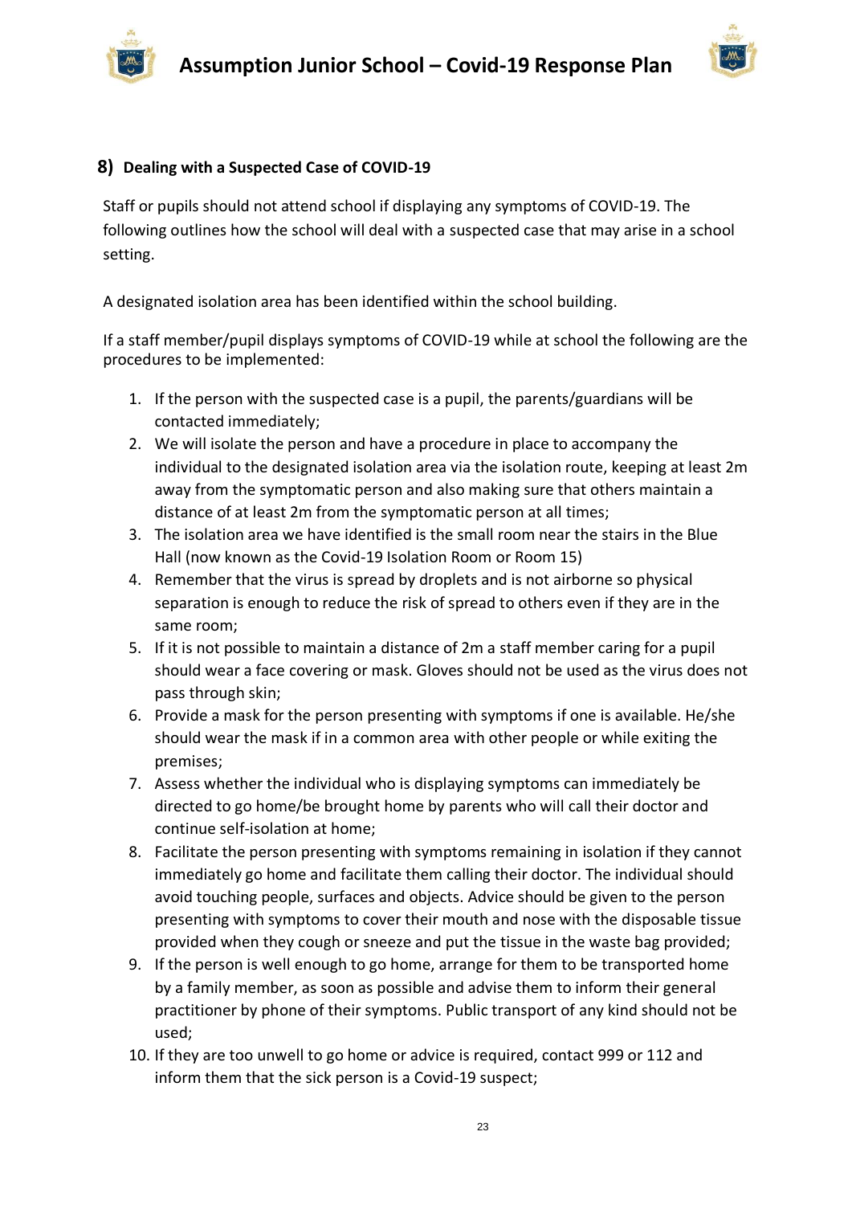## 8) Dealing with a Suspected Case of COVID-19

Staff or pupils should not attend school if displaying any symptoms of COVID-19. The following outlines how the school will deal with a suspected case that may arise in a school setting.

A designated isolation area has been identified within the school building.

If a staff member/pupil displays symptoms of COVID-19 while at school the following are the procedures to be implemented:

1. If the person with the suspected case is a pupil, the parents/guardians will be contacted immediately;
2. We will isolate the person and have a procedure in place to accompany the individual to the designated isolation area via the isolation route, keeping at least 2m away from the symptomatic person and also making sure that others maintain a distance of at least 2m from the symptomatic person at all times;
3. The isolation area we have identified is the small room near the stairs in the Blue Hall (now known as the Covid-19 Isolation Room or Room 15)
4. Remember that the virus is spread by droplets and is not airborne so physical separation is enough to reduce the risk of spread to others even if they are in the same room;
5. If it is not possible to maintain a distance of 2m a staff member caring for a pupil should wear a face covering or mask. Gloves should not be used as the virus does not pass through skin;
6. Provide a mask for the person presenting with symptoms if one is available. He/she should wear the mask if in a common area with other people or while exiting the premises;
7. Assess whether the individual who is displaying symptoms can immediately be directed to go home/be brought home by parents who will call their doctor and continue self-isolation at home;
8. Facilitate the person presenting with symptoms remaining in isolation if they cannot immediately go home and facilitate them calling their doctor. The individual should avoid touching people, surfaces and objects. Advice should be given to the person presenting with symptoms to cover their mouth and nose with the disposable tissue provided when they cough or sneeze and put the tissue in the waste bag provided;
9. If the person is well enough to go home, arrange for them to be transported home by a family member, as soon as possible and advise them to inform their general practitioner by phone of their symptoms. Public transport of any kind should not be used;
10. If they are too unwell to go home or advice is required, contact 999 or 112 and inform them that the sick person is a Covid-19 suspect;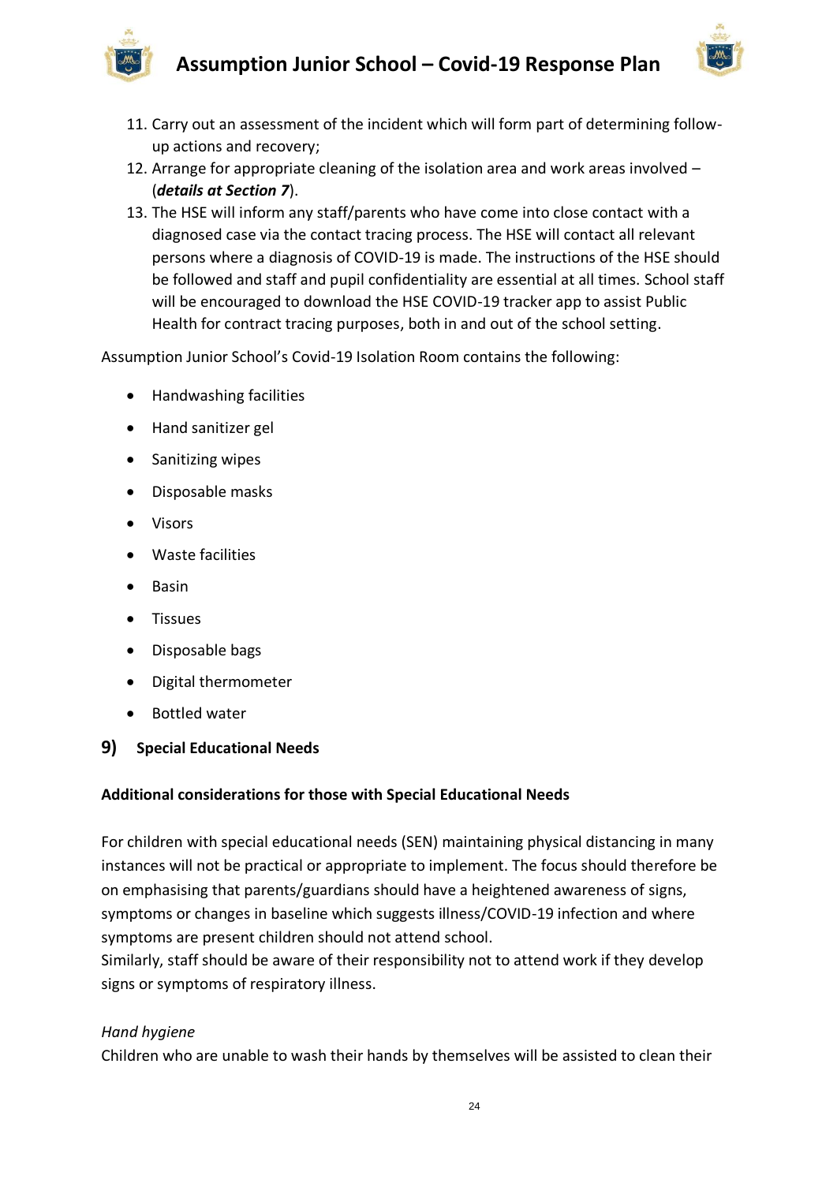11. Carry out an assessment of the incident which will form part of determining follow-up actions and recovery;
12. Arrange for appropriate cleaning of the isolation area and work areas involved – (***details at Section 7***).
13. The HSE will inform any staff/parents who have come into close contact with a diagnosed case via the contact tracing process. The HSE will contact all relevant persons where a diagnosis of COVID-19 is made. The instructions of the HSE should be followed and staff and pupil confidentiality are essential at all times. School staff will be encouraged to download the HSE COVID-19 tracker app to assist Public Health for contract tracing purposes, both in and out of the school setting.

Assumption Junior School's Covid-19 Isolation Room contains the following:

- Handwashing facilities
- Hand sanitizer gel
- Sanitizing wipes
- Disposable masks
- Visors
- Waste facilities
- Basin
- Tissues
- Disposable bags
- Digital thermometer
- Bottled water

## 9) Special Educational Needs

**Additional considerations for those with Special Educational Needs**

For children with special educational needs (SEN) maintaining physical distancing in many instances will not be practical or appropriate to implement. The focus should therefore be on emphasising that parents/guardians should have a heightened awareness of signs, symptoms or changes in baseline which suggests illness/COVID-19 infection and where symptoms are present children should not attend school.
Similarly, staff should be aware of their responsibility not to attend work if they develop signs or symptoms of respiratory illness.

*Hand hygiene*
Children who are unable to wash their hands by themselves will be assisted to clean their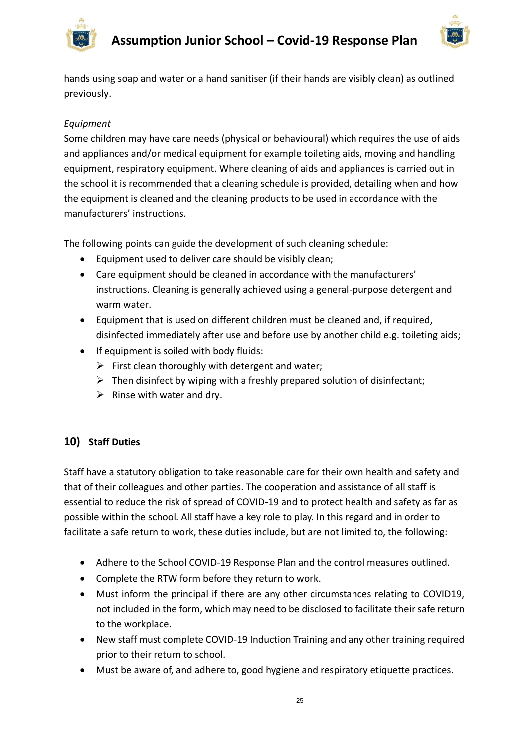hands using soap and water or a hand sanitiser (if their hands are visibly clean) as outlined previously.

*Equipment*

Some children may have care needs (physical or behavioural) which requires the use of aids and appliances and/or medical equipment for example toileting aids, moving and handling equipment, respiratory equipment. Where cleaning of aids and appliances is carried out in the school it is recommended that a cleaning schedule is provided, detailing when and how the equipment is cleaned and the cleaning products to be used in accordance with the manufacturers' instructions.

The following points can guide the development of such cleaning schedule:

- Equipment used to deliver care should be visibly clean;
- Care equipment should be cleaned in accordance with the manufacturers' instructions. Cleaning is generally achieved using a general-purpose detergent and warm water.
- Equipment that is used on different children must be cleaned and, if required, disinfected immediately after use and before use by another child e.g. toileting aids;
- If equipment is soiled with body fluids:
  - First clean thoroughly with detergent and water;
  - Then disinfect by wiping with a freshly prepared solution of disinfectant;
  - Rinse with water and dry.

## 10) Staff Duties

Staff have a statutory obligation to take reasonable care for their own health and safety and that of their colleagues and other parties. The cooperation and assistance of all staff is essential to reduce the risk of spread of COVID-19 and to protect health and safety as far as possible within the school. All staff have a key role to play. In this regard and in order to facilitate a safe return to work, these duties include, but are not limited to, the following:

- Adhere to the School COVID-19 Response Plan and the control measures outlined.
- Complete the RTW form before they return to work.
- Must inform the principal if there are any other circumstances relating to COVID19, not included in the form, which may need to be disclosed to facilitate their safe return to the workplace.
- New staff must complete COVID-19 Induction Training and any other training required prior to their return to school.
- Must be aware of, and adhere to, good hygiene and respiratory etiquette practices.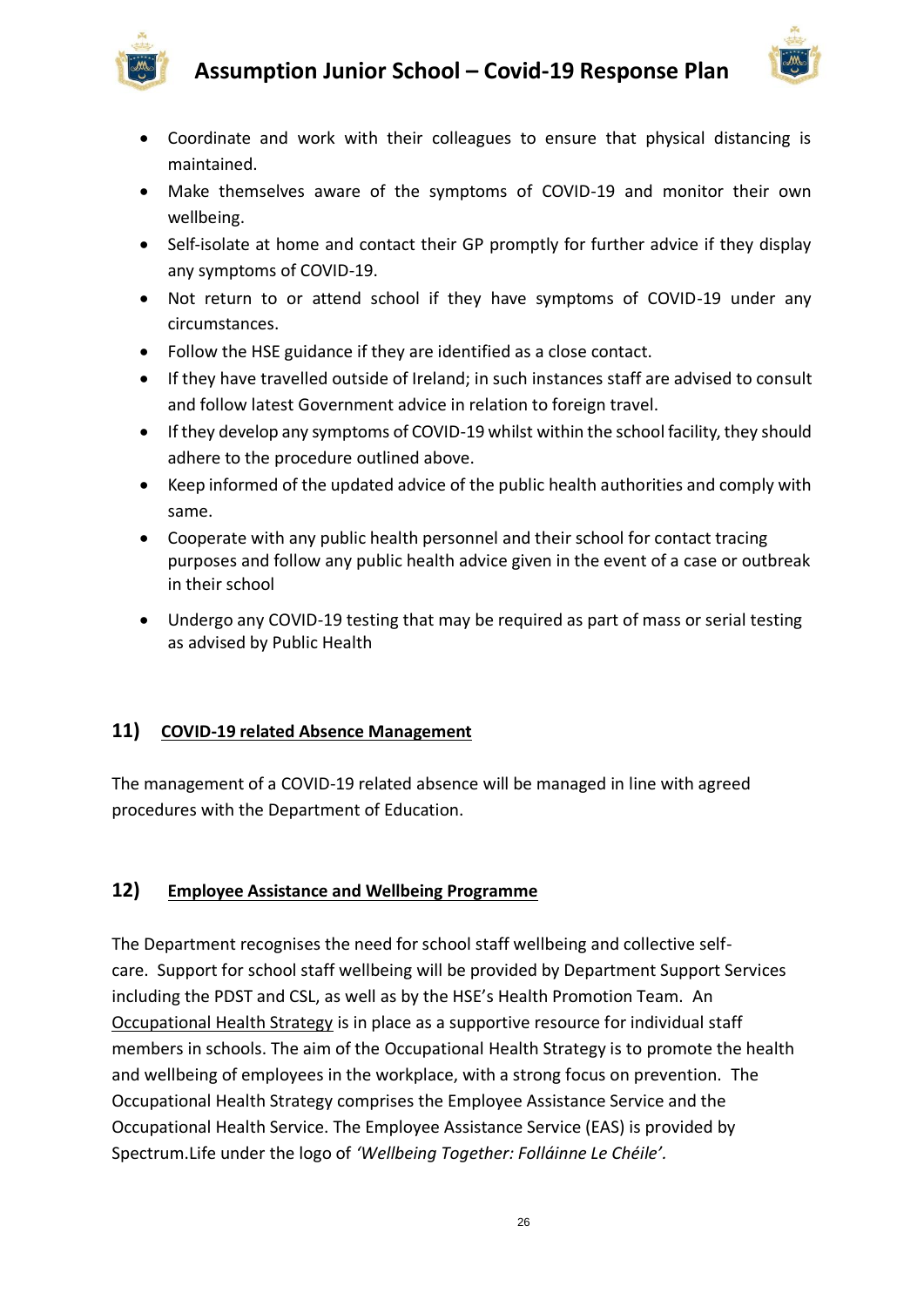- Coordinate and work with their colleagues to ensure that physical distancing is maintained.
- Make themselves aware of the symptoms of COVID-19 and monitor their own wellbeing.
- Self-isolate at home and contact their GP promptly for further advice if they display any symptoms of COVID-19.
- Not return to or attend school if they have symptoms of COVID-19 under any circumstances.
- Follow the HSE guidance if they are identified as a close contact.
- If they have travelled outside of Ireland; in such instances staff are advised to consult and follow latest Government advice in relation to foreign travel.
- If they develop any symptoms of COVID-19 whilst within the school facility, they should adhere to the procedure outlined above.
- Keep informed of the updated advice of the public health authorities and comply with same.
- Cooperate with any public health personnel and their school for contact tracing purposes and follow any public health advice given in the event of a case or outbreak in their school
- Undergo any COVID-19 testing that may be required as part of mass or serial testing as advised by Public Health

## 11) COVID-19 related Absence Management

The management of a COVID-19 related absence will be managed in line with agreed procedures with the Department of Education.

## 12) Employee Assistance and Wellbeing Programme

The Department recognises the need for school staff wellbeing and collective self-care. Support for school staff wellbeing will be provided by Department Support Services including the PDST and CSL, as well as by the HSE's Health Promotion Team. An Occupational Health Strategy is in place as a supportive resource for individual staff members in schools. The aim of the Occupational Health Strategy is to promote the health and wellbeing of employees in the workplace, with a strong focus on prevention. The Occupational Health Strategy comprises the Employee Assistance Service and the Occupational Health Service. The Employee Assistance Service (EAS) is provided by Spectrum.Life under the logo of *'Wellbeing Together: Folláinne Le Chéile'*.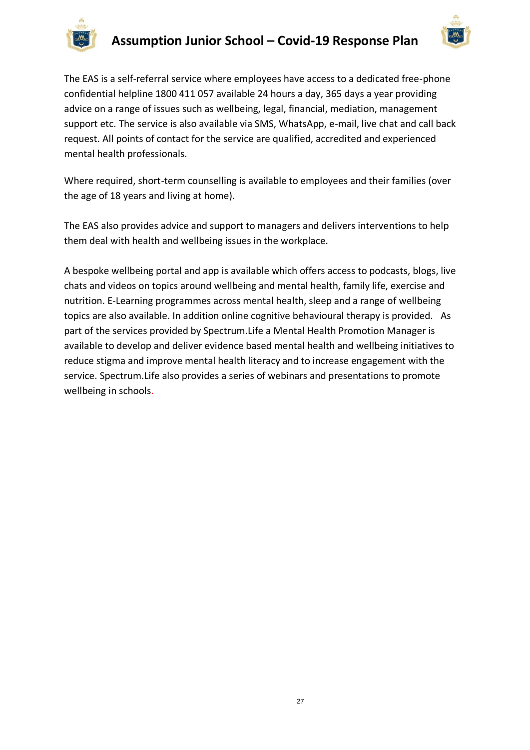The EAS is a self-referral service where employees have access to a dedicated free-phone confidential helpline 1800 411 057 available 24 hours a day, 365 days a year providing advice on a range of issues such as wellbeing, legal, financial, mediation, management support etc. The service is also available via SMS, WhatsApp, e-mail, live chat and call back request. All points of contact for the service are qualified, accredited and experienced mental health professionals.

Where required, short-term counselling is available to employees and their families (over the age of 18 years and living at home).

The EAS also provides advice and support to managers and delivers interventions to help them deal with health and wellbeing issues in the workplace.

A bespoke wellbeing portal and app is available which offers access to podcasts, blogs, live chats and videos on topics around wellbeing and mental health, family life, exercise and nutrition. E-Learning programmes across mental health, sleep and a range of wellbeing topics are also available. In addition online cognitive behavioural therapy is provided. As part of the services provided by Spectrum.Life a Mental Health Promotion Manager is available to develop and deliver evidence based mental health and wellbeing initiatives to reduce stigma and improve mental health literacy and to increase engagement with the service. Spectrum.Life also provides a series of webinars and presentations to promote wellbeing in schools.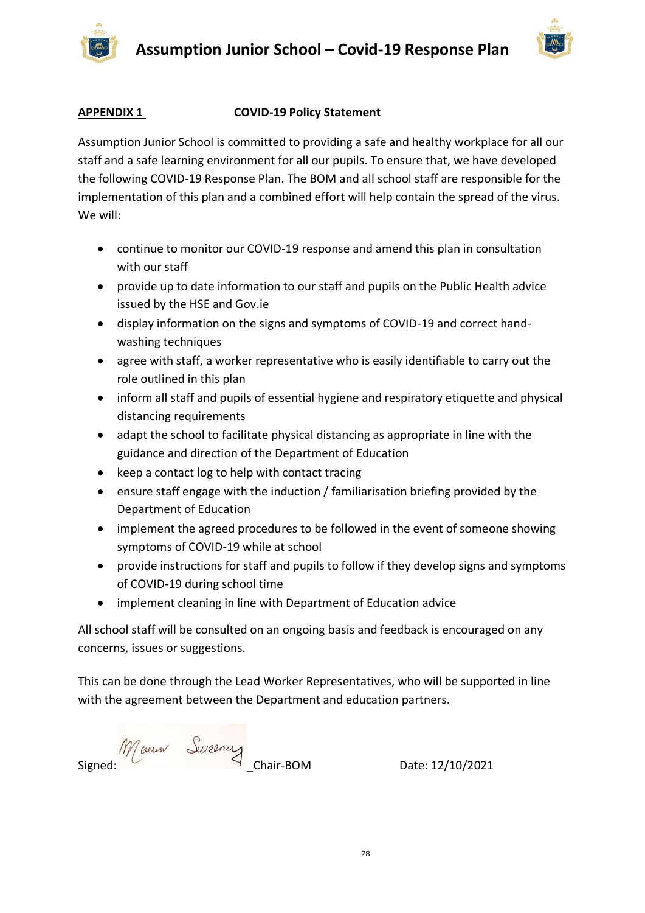**APPENDIX 1** **COVID-19 Policy Statement**

Assumption Junior School is committed to providing a safe and healthy workplace for all our staff and a safe learning environment for all our pupils. To ensure that, we have developed the following COVID-19 Response Plan. The BOM and all school staff are responsible for the implementation of this plan and a combined effort will help contain the spread of the virus. We will:

- continue to monitor our COVID-19 response and amend this plan in consultation with our staff
- provide up to date information to our staff and pupils on the Public Health advice issued by the HSE and Gov.ie
- display information on the signs and symptoms of COVID-19 and correct hand-washing techniques
- agree with staff, a worker representative who is easily identifiable to carry out the role outlined in this plan
- inform all staff and pupils of essential hygiene and respiratory etiquette and physical distancing requirements
- adapt the school to facilitate physical distancing as appropriate in line with the guidance and direction of the Department of Education
- keep a contact log to help with contact tracing
- ensure staff engage with the induction / familiarisation briefing provided by the Department of Education
- implement the agreed procedures to be followed in the event of someone showing symptoms of COVID-19 while at school
- provide instructions for staff and pupils to follow if they develop signs and symptoms of COVID-19 during school time
- implement cleaning in line with Department of Education advice

All school staff will be consulted on an ongoing basis and feedback is encouraged on any concerns, issues or suggestions.

This can be done through the Lead Worker Representatives, who will be supported in line with the agreement between the Department and education partners.

Signed: Maura Sweeney _Chair-BOM Date: 12/10/2021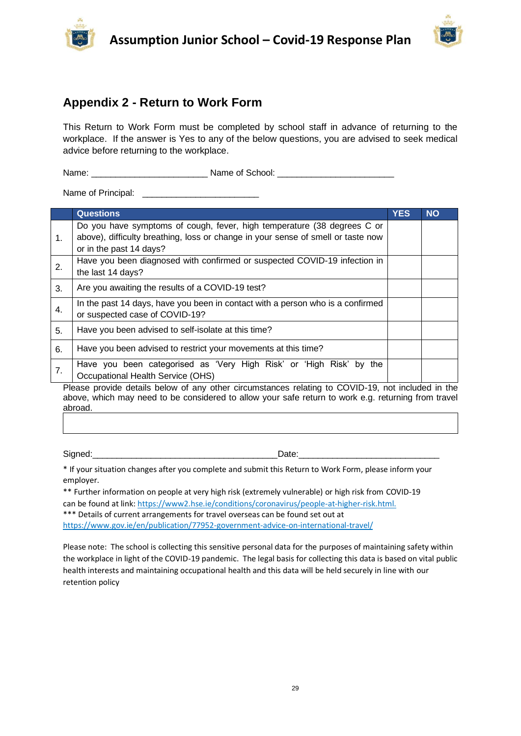## Appendix 2 - Return to Work Form

This Return to Work Form must be completed by school staff in advance of returning to the workplace. If the answer is Yes to any of the below questions, you are advised to seek medical advice before returning to the workplace.

Name: _______________________ Name of School: _______________________

Name of Principal: _______________________

| | Questions | YES | NO |
|---|---|---|---|
| 1. | Do you have symptoms of cough, fever, high temperature (38 degrees C or above), difficulty breathing, loss or change in your sense of smell or taste now or in the past 14 days? | | |
| 2. | Have you been diagnosed with confirmed or suspected COVID-19 infection in the last 14 days? | | |
| 3. | Are you awaiting the results of a COVID-19 test? | | |
| 4. | In the past 14 days, have you been in contact with a person who is a confirmed or suspected case of COVID-19? | | |
| 5. | Have you been advised to self-isolate at this time? | | |
| 6. | Have you been advised to restrict your movements at this time? | | |
| 7. | Have you been categorised as 'Very High Risk' or 'High Risk' by the Occupational Health Service (OHS) | | |

Please provide details below of any other circumstances relating to COVID-19, not included in the above, which may need to be considered to allow your safe return to work e.g. returning from travel abroad.

| |
|---|
| |

Signed:_____________________________________Date:_____________________________

* If your situation changes after you complete and submit this Return to Work Form, please inform your employer.

** Further information on people at very high risk (extremely vulnerable) or high risk from COVID-19 can be found at link: https://www2.hse.ie/conditions/coronavirus/people-at-higher-risk.html.

*** Details of current arrangements for travel overseas can be found set out at https://www.gov.ie/en/publication/77952-government-advice-on-international-travel/

Please note: The school is collecting this sensitive personal data for the purposes of maintaining safety within the workplace in light of the COVID-19 pandemic. The legal basis for collecting this data is based on vital public health interests and maintaining occupational health and this data will be held securely in line with our retention policy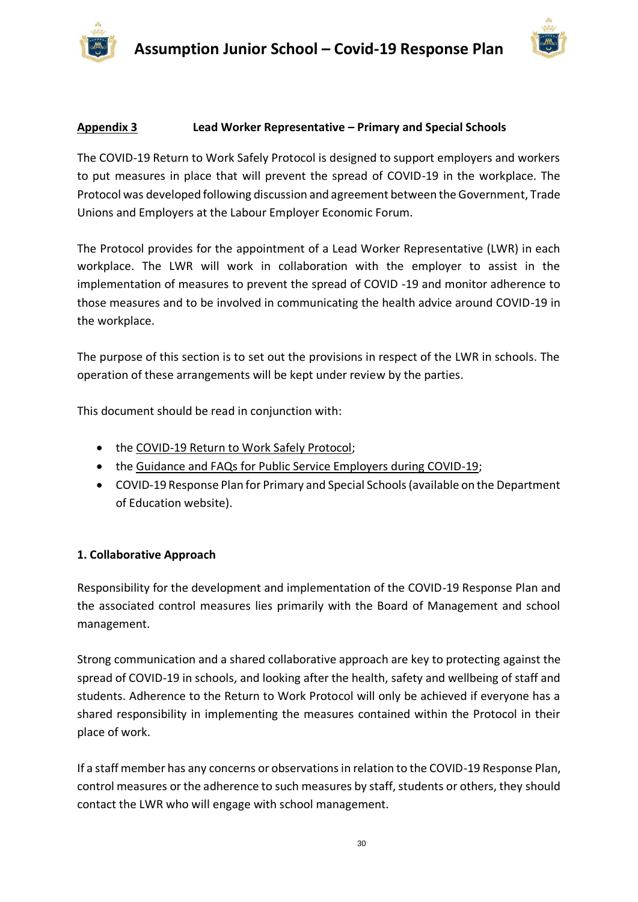## Appendix 3 Lead Worker Representative – Primary and Special Schools

The COVID-19 Return to Work Safely Protocol is designed to support employers and workers to put measures in place that will prevent the spread of COVID-19 in the workplace. The Protocol was developed following discussion and agreement between the Government, Trade Unions and Employers at the Labour Employer Economic Forum.

The Protocol provides for the appointment of a Lead Worker Representative (LWR) in each workplace. The LWR will work in collaboration with the employer to assist in the implementation of measures to prevent the spread of COVID -19 and monitor adherence to those measures and to be involved in communicating the health advice around COVID-19 in the workplace.

The purpose of this section is to set out the provisions in respect of the LWR in schools. The operation of these arrangements will be kept under review by the parties.

This document should be read in conjunction with:

- the COVID-19 Return to Work Safely Protocol;
- the Guidance and FAQs for Public Service Employers during COVID-19;
- COVID-19 Response Plan for Primary and Special Schools (available on the Department of Education website).

### 1. Collaborative Approach

Responsibility for the development and implementation of the COVID-19 Response Plan and the associated control measures lies primarily with the Board of Management and school management.

Strong communication and a shared collaborative approach are key to protecting against the spread of COVID-19 in schools, and looking after the health, safety and wellbeing of staff and students. Adherence to the Return to Work Protocol will only be achieved if everyone has a shared responsibility in implementing the measures contained within the Protocol in their place of work.

If a staff member has any concerns or observations in relation to the COVID-19 Response Plan, control measures or the adherence to such measures by staff, students or others, they should contact the LWR who will engage with school management.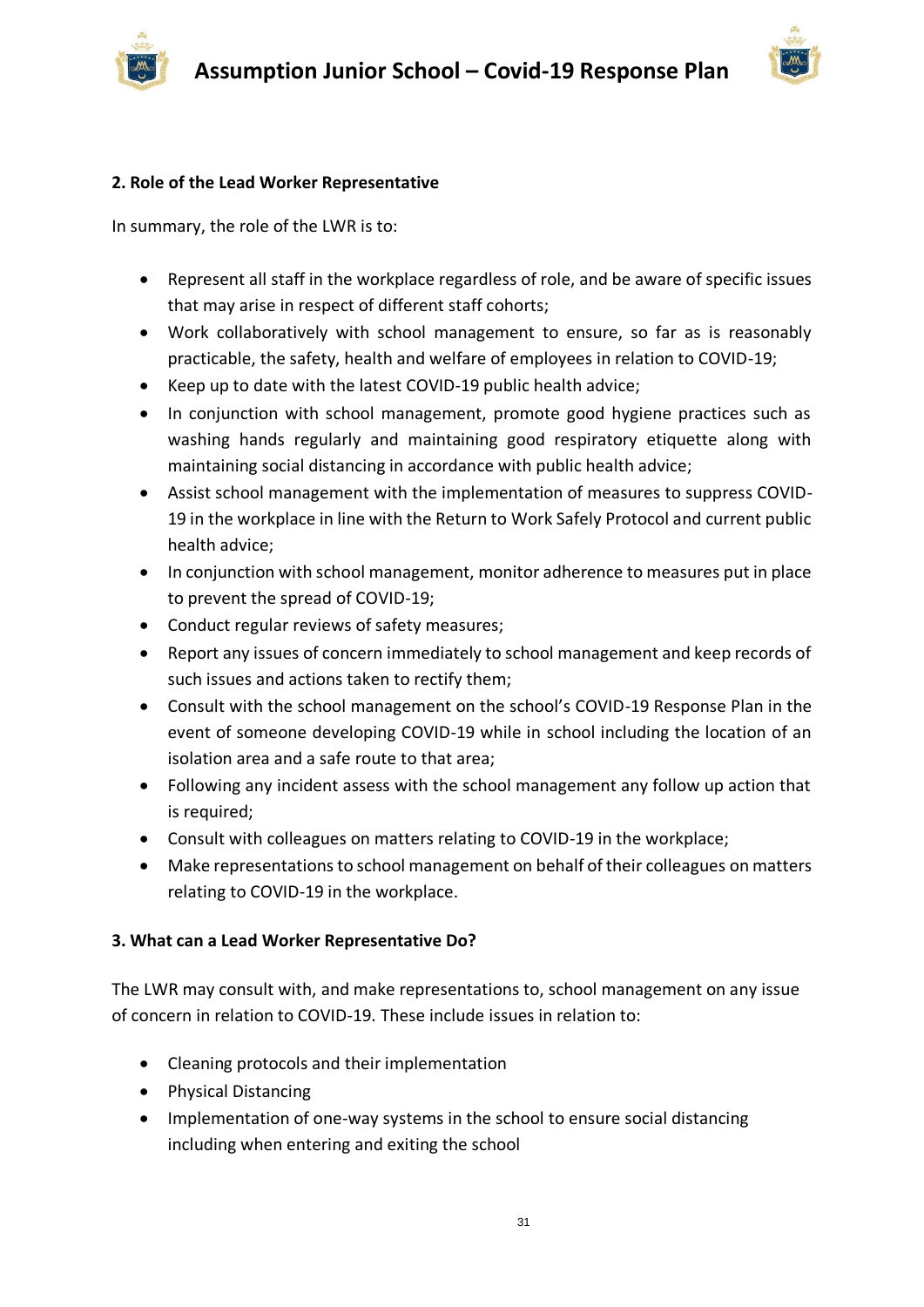## 2. Role of the Lead Worker Representative

In summary, the role of the LWR is to:

- Represent all staff in the workplace regardless of role, and be aware of specific issues that may arise in respect of different staff cohorts;
- Work collaboratively with school management to ensure, so far as is reasonably practicable, the safety, health and welfare of employees in relation to COVID-19;
- Keep up to date with the latest COVID-19 public health advice;
- In conjunction with school management, promote good hygiene practices such as washing hands regularly and maintaining good respiratory etiquette along with maintaining social distancing in accordance with public health advice;
- Assist school management with the implementation of measures to suppress COVID-19 in the workplace in line with the Return to Work Safely Protocol and current public health advice;
- In conjunction with school management, monitor adherence to measures put in place to prevent the spread of COVID-19;
- Conduct regular reviews of safety measures;
- Report any issues of concern immediately to school management and keep records of such issues and actions taken to rectify them;
- Consult with the school management on the school's COVID-19 Response Plan in the event of someone developing COVID-19 while in school including the location of an isolation area and a safe route to that area;
- Following any incident assess with the school management any follow up action that is required;
- Consult with colleagues on matters relating to COVID-19 in the workplace;
- Make representations to school management on behalf of their colleagues on matters relating to COVID-19 in the workplace.

## 3. What can a Lead Worker Representative Do?

The LWR may consult with, and make representations to, school management on any issue of concern in relation to COVID-19. These include issues in relation to:

- Cleaning protocols and their implementation
- Physical Distancing
- Implementation of one-way systems in the school to ensure social distancing including when entering and exiting the school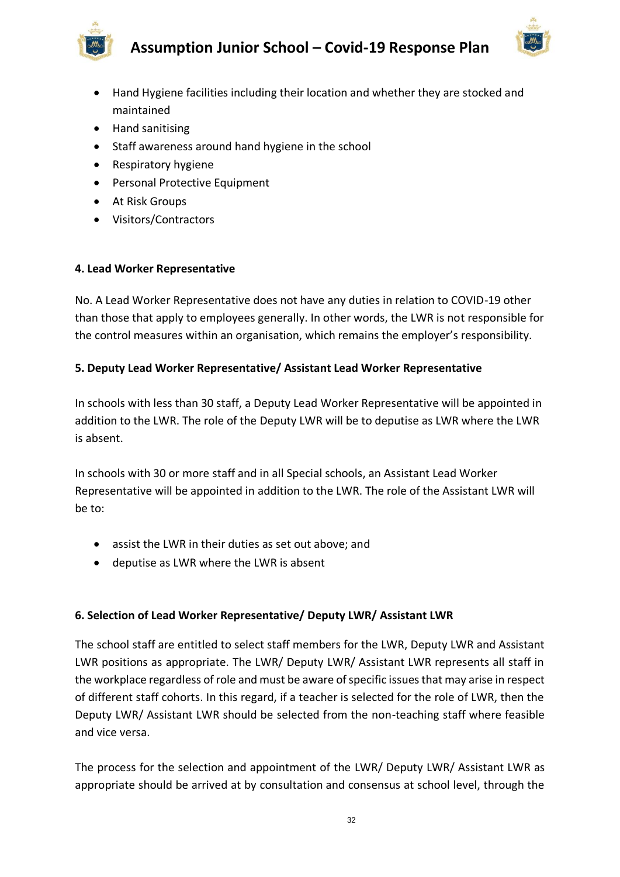- Hand Hygiene facilities including their location and whether they are stocked and maintained
- Hand sanitising
- Staff awareness around hand hygiene in the school
- Respiratory hygiene
- Personal Protective Equipment
- At Risk Groups
- Visitors/Contractors

**4. Lead Worker Representative**

No. A Lead Worker Representative does not have any duties in relation to COVID-19 other than those that apply to employees generally. In other words, the LWR is not responsible for the control measures within an organisation, which remains the employer's responsibility.

**5. Deputy Lead Worker Representative/ Assistant Lead Worker Representative**

In schools with less than 30 staff, a Deputy Lead Worker Representative will be appointed in addition to the LWR. The role of the Deputy LWR will be to deputise as LWR where the LWR is absent.

In schools with 30 or more staff and in all Special schools, an Assistant Lead Worker Representative will be appointed in addition to the LWR. The role of the Assistant LWR will be to:

- assist the LWR in their duties as set out above; and
- deputise as LWR where the LWR is absent

**6. Selection of Lead Worker Representative/ Deputy LWR/ Assistant LWR**

The school staff are entitled to select staff members for the LWR, Deputy LWR and Assistant LWR positions as appropriate. The LWR/ Deputy LWR/ Assistant LWR represents all staff in the workplace regardless of role and must be aware of specific issues that may arise in respect of different staff cohorts. In this regard, if a teacher is selected for the role of LWR, then the Deputy LWR/ Assistant LWR should be selected from the non-teaching staff where feasible and vice versa.

The process for the selection and appointment of the LWR/ Deputy LWR/ Assistant LWR as appropriate should be arrived at by consultation and consensus at school level, through the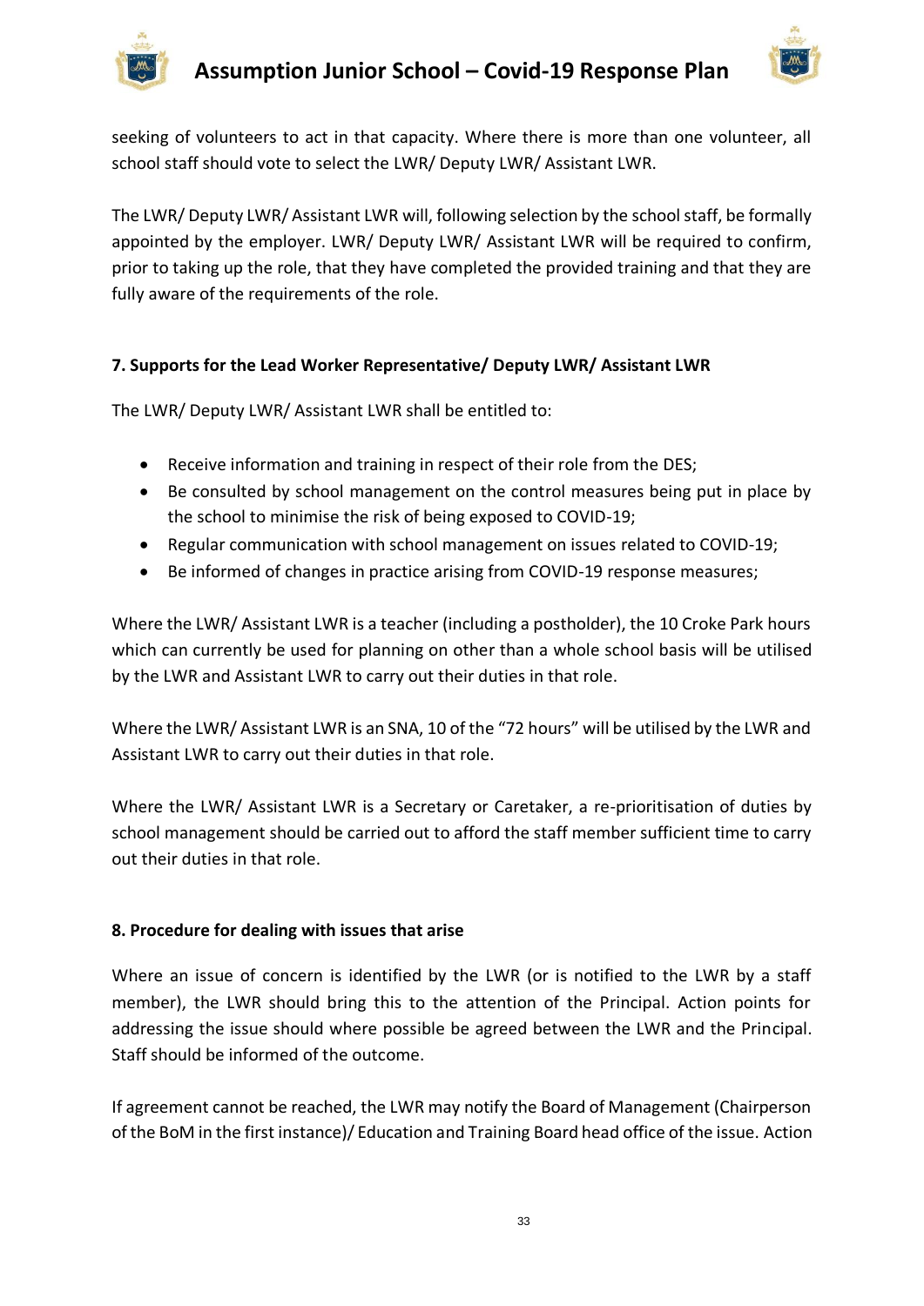seeking of volunteers to act in that capacity. Where there is more than one volunteer, all school staff should vote to select the LWR/ Deputy LWR/ Assistant LWR.

The LWR/ Deputy LWR/ Assistant LWR will, following selection by the school staff, be formally appointed by the employer. LWR/ Deputy LWR/ Assistant LWR will be required to confirm, prior to taking up the role, that they have completed the provided training and that they are fully aware of the requirements of the role.

**7. Supports for the Lead Worker Representative/ Deputy LWR/ Assistant LWR**

The LWR/ Deputy LWR/ Assistant LWR shall be entitled to:

- Receive information and training in respect of their role from the DES;
- Be consulted by school management on the control measures being put in place by the school to minimise the risk of being exposed to COVID-19;
- Regular communication with school management on issues related to COVID-19;
- Be informed of changes in practice arising from COVID-19 response measures;

Where the LWR/ Assistant LWR is a teacher (including a postholder), the 10 Croke Park hours which can currently be used for planning on other than a whole school basis will be utilised by the LWR and Assistant LWR to carry out their duties in that role.

Where the LWR/ Assistant LWR is an SNA, 10 of the "72 hours" will be utilised by the LWR and Assistant LWR to carry out their duties in that role.

Where the LWR/ Assistant LWR is a Secretary or Caretaker, a re-prioritisation of duties by school management should be carried out to afford the staff member sufficient time to carry out their duties in that role.

**8. Procedure for dealing with issues that arise**

Where an issue of concern is identified by the LWR (or is notified to the LWR by a staff member), the LWR should bring this to the attention of the Principal. Action points for addressing the issue should where possible be agreed between the LWR and the Principal. Staff should be informed of the outcome.

If agreement cannot be reached, the LWR may notify the Board of Management (Chairperson of the BoM in the first instance)/ Education and Training Board head office of the issue. Action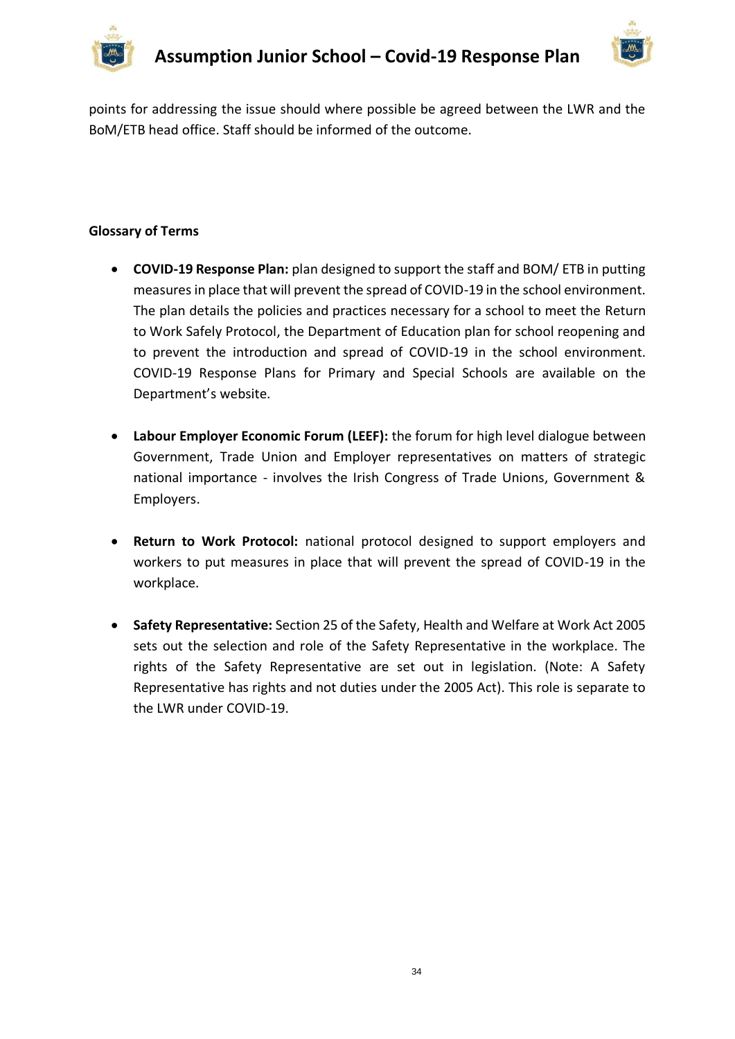points for addressing the issue should where possible be agreed between the LWR and the BoM/ETB head office. Staff should be informed of the outcome.

**Glossary of Terms**

- **COVID-19 Response Plan:** plan designed to support the staff and BOM/ ETB in putting measures in place that will prevent the spread of COVID-19 in the school environment. The plan details the policies and practices necessary for a school to meet the Return to Work Safely Protocol, the Department of Education plan for school reopening and to prevent the introduction and spread of COVID-19 in the school environment. COVID-19 Response Plans for Primary and Special Schools are available on the Department's website.

- **Labour Employer Economic Forum (LEEF):** the forum for high level dialogue between Government, Trade Union and Employer representatives on matters of strategic national importance - involves the Irish Congress of Trade Unions, Government & Employers.

- **Return to Work Protocol:** national protocol designed to support employers and workers to put measures in place that will prevent the spread of COVID-19 in the workplace.

- **Safety Representative:** Section 25 of the Safety, Health and Welfare at Work Act 2005 sets out the selection and role of the Safety Representative in the workplace. The rights of the Safety Representative are set out in legislation. (Note: A Safety Representative has rights and not duties under the 2005 Act). This role is separate to the LWR under COVID-19.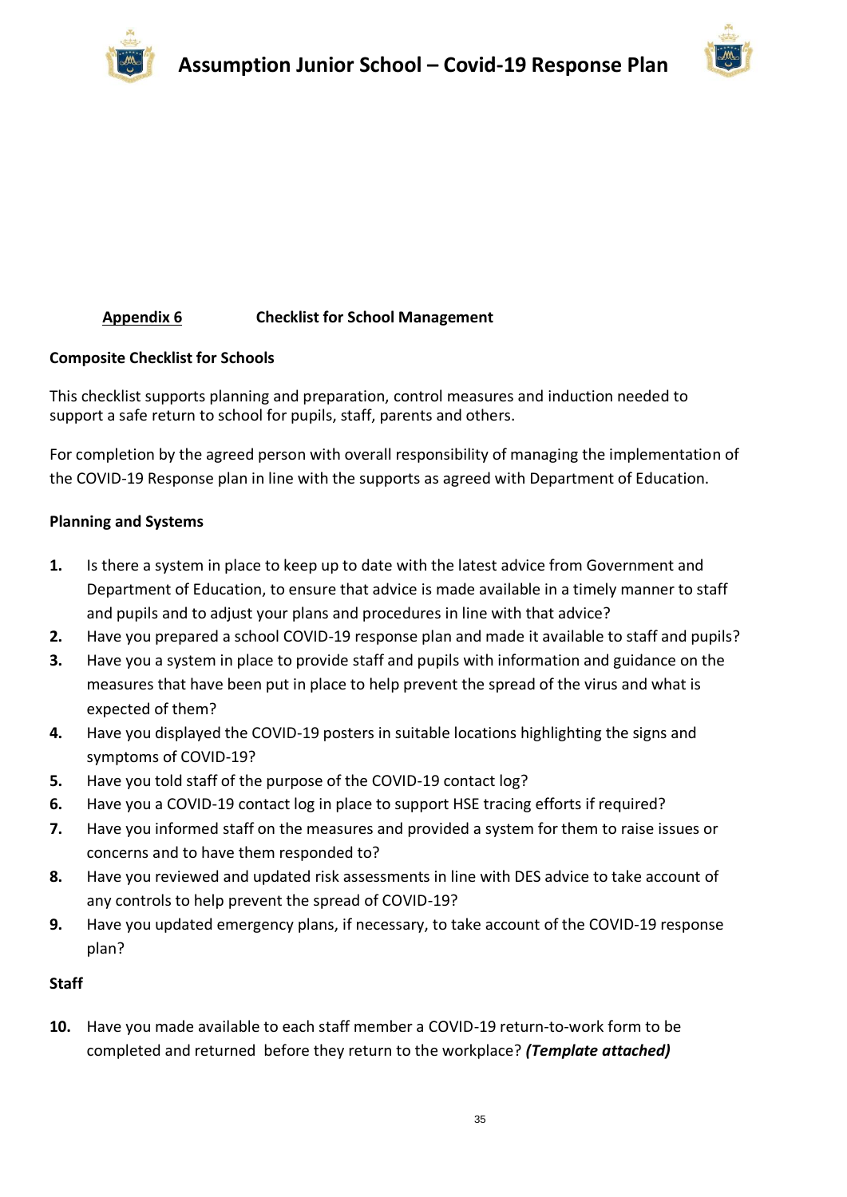**Appendix 6** **Checklist for School Management**

**Composite Checklist for Schools**

This checklist supports planning and preparation, control measures and induction needed to support a safe return to school for pupils, staff, parents and others.

For completion by the agreed person with overall responsibility of managing the implementation of the COVID-19 Response plan in line with the supports as agreed with Department of Education.

**Planning and Systems**

1. Is there a system in place to keep up to date with the latest advice from Government and Department of Education, to ensure that advice is made available in a timely manner to staff and pupils and to adjust your plans and procedures in line with that advice?
2. Have you prepared a school COVID-19 response plan and made it available to staff and pupils?
3. Have you a system in place to provide staff and pupils with information and guidance on the measures that have been put in place to help prevent the spread of the virus and what is expected of them?
4. Have you displayed the COVID-19 posters in suitable locations highlighting the signs and symptoms of COVID-19?
5. Have you told staff of the purpose of the COVID-19 contact log?
6. Have you a COVID-19 contact log in place to support HSE tracing efforts if required?
7. Have you informed staff on the measures and provided a system for them to raise issues or concerns and to have them responded to?
8. Have you reviewed and updated risk assessments in line with DES advice to take account of any controls to help prevent the spread of COVID-19?
9. Have you updated emergency plans, if necessary, to take account of the COVID-19 response plan?

**Staff**

10. Have you made available to each staff member a COVID-19 return-to-work form to be completed and returned before they return to the workplace? ***(Template attached)***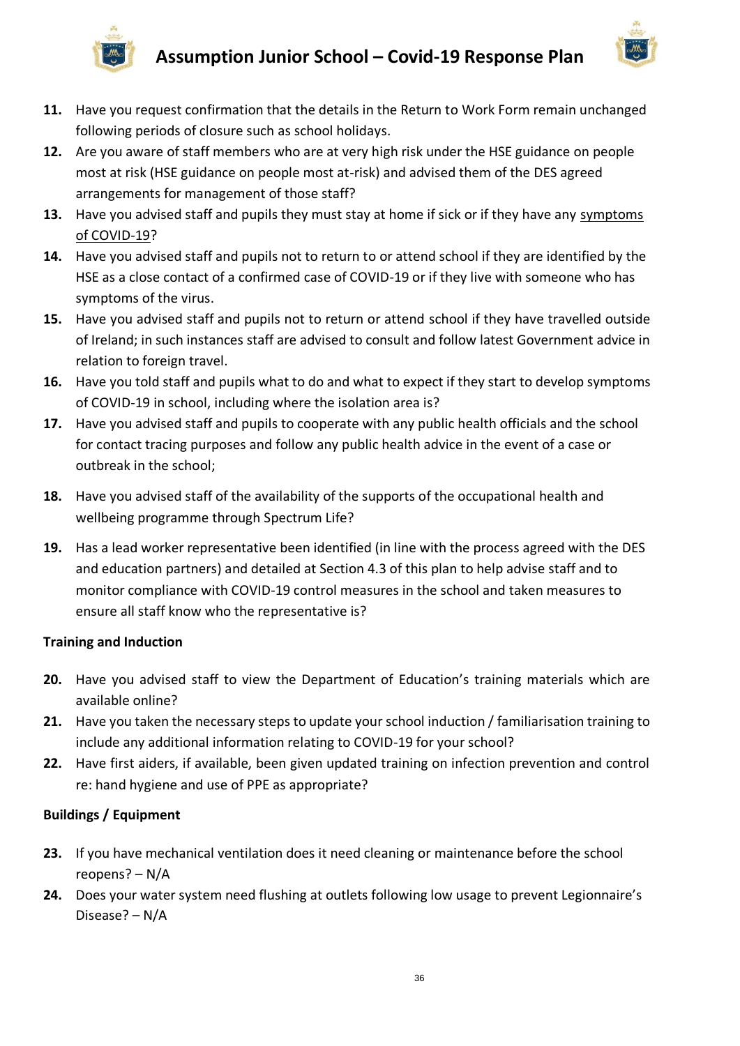11. Have you request confirmation that the details in the Return to Work Form remain unchanged following periods of closure such as school holidays.
12. Are you aware of staff members who are at very high risk under the HSE guidance on people most at risk (HSE guidance on people most at-risk) and advised them of the DES agreed arrangements for management of those staff?
13. Have you advised staff and pupils they must stay at home if sick or if they have any symptoms of COVID-19?
14. Have you advised staff and pupils not to return to or attend school if they are identified by the HSE as a close contact of a confirmed case of COVID-19 or if they live with someone who has symptoms of the virus.
15. Have you advised staff and pupils not to return or attend school if they have travelled outside of Ireland; in such instances staff are advised to consult and follow latest Government advice in relation to foreign travel.
16. Have you told staff and pupils what to do and what to expect if they start to develop symptoms of COVID-19 in school, including where the isolation area is?
17. Have you advised staff and pupils to cooperate with any public health officials and the school for contact tracing purposes and follow any public health advice in the event of a case or outbreak in the school;
18. Have you advised staff of the availability of the supports of the occupational health and wellbeing programme through Spectrum Life?
19. Has a lead worker representative been identified (in line with the process agreed with the DES and education partners) and detailed at Section 4.3 of this plan to help advise staff and to monitor compliance with COVID-19 control measures in the school and taken measures to ensure all staff know who the representative is?

**Training and Induction**

20. Have you advised staff to view the Department of Education's training materials which are available online?
21. Have you taken the necessary steps to update your school induction / familiarisation training to include any additional information relating to COVID-19 for your school?
22. Have first aiders, if available, been given updated training on infection prevention and control re: hand hygiene and use of PPE as appropriate?

**Buildings / Equipment**

23. If you have mechanical ventilation does it need cleaning or maintenance before the school reopens? – N/A
24. Does your water system need flushing at outlets following low usage to prevent Legionnaire's Disease? – N/A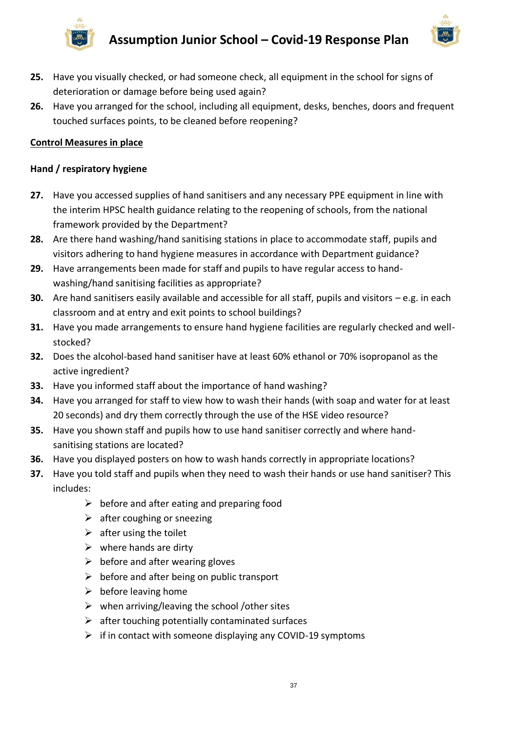25. Have you visually checked, or had someone check, all equipment in the school for signs of deterioration or damage before being used again?
26. Have you arranged for the school, including all equipment, desks, benches, doors and frequent touched surfaces points, to be cleaned before reopening?

**Control Measures in place**

**Hand / respiratory hygiene**

27. Have you accessed supplies of hand sanitisers and any necessary PPE equipment in line with the interim HPSC health guidance relating to the reopening of schools, from the national framework provided by the Department?
28. Are there hand washing/hand sanitising stations in place to accommodate staff, pupils and visitors adhering to hand hygiene measures in accordance with Department guidance?
29. Have arrangements been made for staff and pupils to have regular access to hand-washing/hand sanitising facilities as appropriate?
30. Are hand sanitisers easily available and accessible for all staff, pupils and visitors – e.g. in each classroom and at entry and exit points to school buildings?
31. Have you made arrangements to ensure hand hygiene facilities are regularly checked and well-stocked?
32. Does the alcohol-based hand sanitiser have at least 60% ethanol or 70% isopropanol as the active ingredient?
33. Have you informed staff about the importance of hand washing?
34. Have you arranged for staff to view how to wash their hands (with soap and water for at least 20 seconds) and dry them correctly through the use of the HSE video resource?
35. Have you shown staff and pupils how to use hand sanitiser correctly and where hand-sanitising stations are located?
36. Have you displayed posters on how to wash hands correctly in appropriate locations?
37. Have you told staff and pupils when they need to wash their hands or use hand sanitiser? This includes:
    - before and after eating and preparing food
    - after coughing or sneezing
    - after using the toilet
    - where hands are dirty
    - before and after wearing gloves
    - before and after being on public transport
    - before leaving home
    - when arriving/leaving the school /other sites
    - after touching potentially contaminated surfaces
    - if in contact with someone displaying any COVID-19 symptoms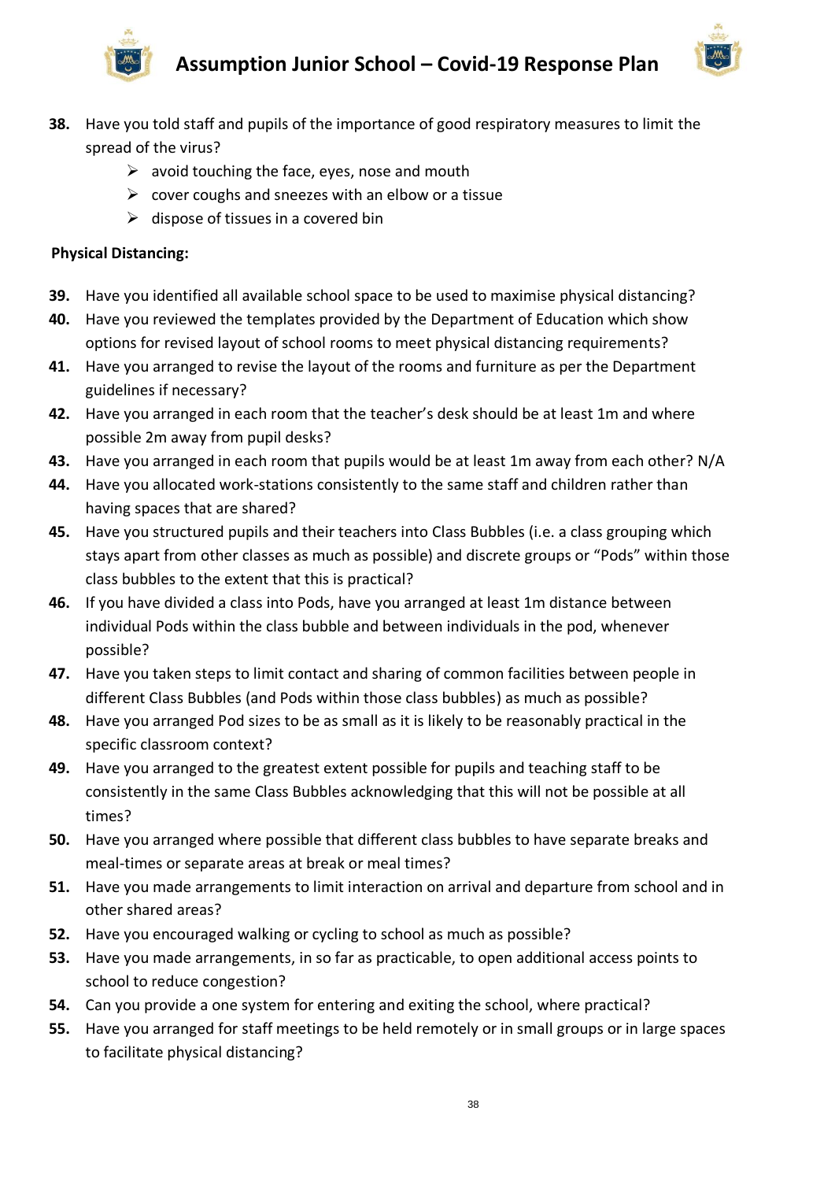38. Have you told staff and pupils of the importance of good respiratory measures to limit the spread of the virus?
    - avoid touching the face, eyes, nose and mouth
    - cover coughs and sneezes with an elbow or a tissue
    - dispose of tissues in a covered bin

**Physical Distancing:**

39. Have you identified all available school space to be used to maximise physical distancing?
40. Have you reviewed the templates provided by the Department of Education which show options for revised layout of school rooms to meet physical distancing requirements?
41. Have you arranged to revise the layout of the rooms and furniture as per the Department guidelines if necessary?
42. Have you arranged in each room that the teacher's desk should be at least 1m and where possible 2m away from pupil desks?
43. Have you arranged in each room that pupils would be at least 1m away from each other? N/A
44. Have you allocated work-stations consistently to the same staff and children rather than having spaces that are shared?
45. Have you structured pupils and their teachers into Class Bubbles (i.e. a class grouping which stays apart from other classes as much as possible) and discrete groups or "Pods" within those class bubbles to the extent that this is practical?
46. If you have divided a class into Pods, have you arranged at least 1m distance between individual Pods within the class bubble and between individuals in the pod, whenever possible?
47. Have you taken steps to limit contact and sharing of common facilities between people in different Class Bubbles (and Pods within those class bubbles) as much as possible?
48. Have you arranged Pod sizes to be as small as it is likely to be reasonably practical in the specific classroom context?
49. Have you arranged to the greatest extent possible for pupils and teaching staff to be consistently in the same Class Bubbles acknowledging that this will not be possible at all times?
50. Have you arranged where possible that different class bubbles to have separate breaks and meal-times or separate areas at break or meal times?
51. Have you made arrangements to limit interaction on arrival and departure from school and in other shared areas?
52. Have you encouraged walking or cycling to school as much as possible?
53. Have you made arrangements, in so far as practicable, to open additional access points to school to reduce congestion?
54. Can you provide a one system for entering and exiting the school, where practical?
55. Have you arranged for staff meetings to be held remotely or in small groups or in large spaces to facilitate physical distancing?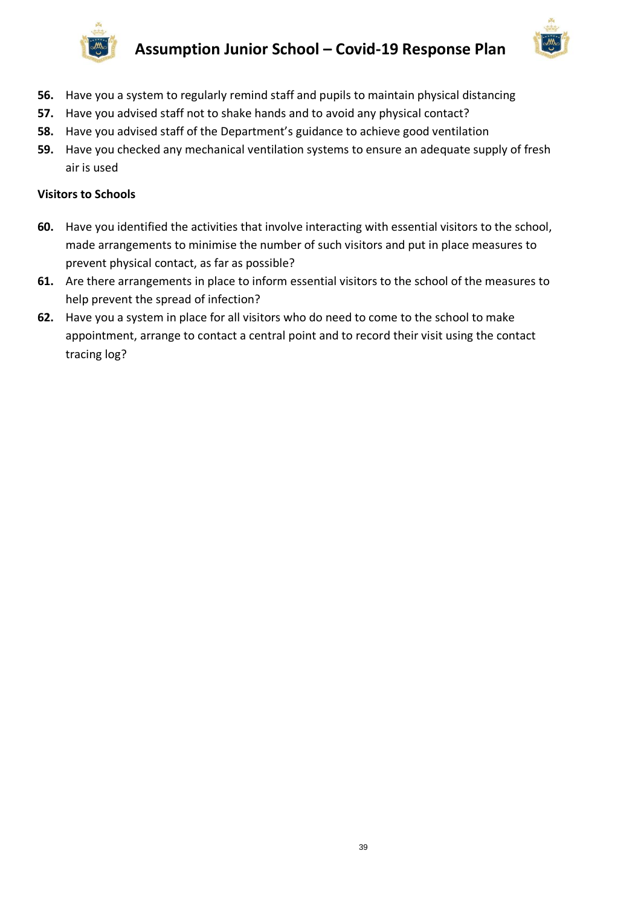56. Have you a system to regularly remind staff and pupils to maintain physical distancing
57. Have you advised staff not to shake hands and to avoid any physical contact?
58. Have you advised staff of the Department's guidance to achieve good ventilation
59. Have you checked any mechanical ventilation systems to ensure an adequate supply of fresh air is used

**Visitors to Schools**

60. Have you identified the activities that involve interacting with essential visitors to the school, made arrangements to minimise the number of such visitors and put in place measures to prevent physical contact, as far as possible?
61. Are there arrangements in place to inform essential visitors to the school of the measures to help prevent the spread of infection?
62. Have you a system in place for all visitors who do need to come to the school to make appointment, arrange to contact a central point and to record their visit using the contact tracing log?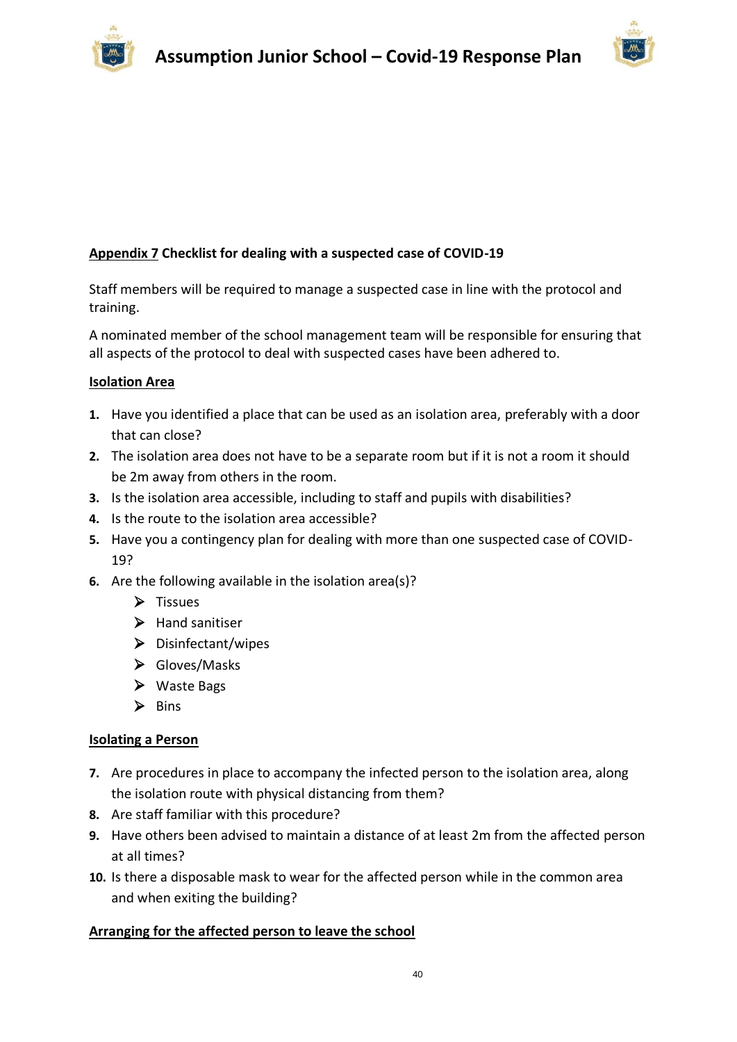**Appendix 7 Checklist for dealing with a suspected case of COVID-19**

Staff members will be required to manage a suspected case in line with the protocol and training.

A nominated member of the school management team will be responsible for ensuring that all aspects of the protocol to deal with suspected cases have been adhered to.

**Isolation Area**

1. Have you identified a place that can be used as an isolation area, preferably with a door that can close?
2. The isolation area does not have to be a separate room but if it is not a room it should be 2m away from others in the room.
3. Is the isolation area accessible, including to staff and pupils with disabilities?
4. Is the route to the isolation area accessible?
5. Have you a contingency plan for dealing with more than one suspected case of COVID-19?
6. Are the following available in the isolation area(s)?
    - Tissues
    - Hand sanitiser
    - Disinfectant/wipes
    - Gloves/Masks
    - Waste Bags
    - Bins

**Isolating a Person**

7. Are procedures in place to accompany the infected person to the isolation area, along the isolation route with physical distancing from them?
8. Are staff familiar with this procedure?
9. Have others been advised to maintain a distance of at least 2m from the affected person at all times?
10. Is there a disposable mask to wear for the affected person while in the common area and when exiting the building?

**Arranging for the affected person to leave the school**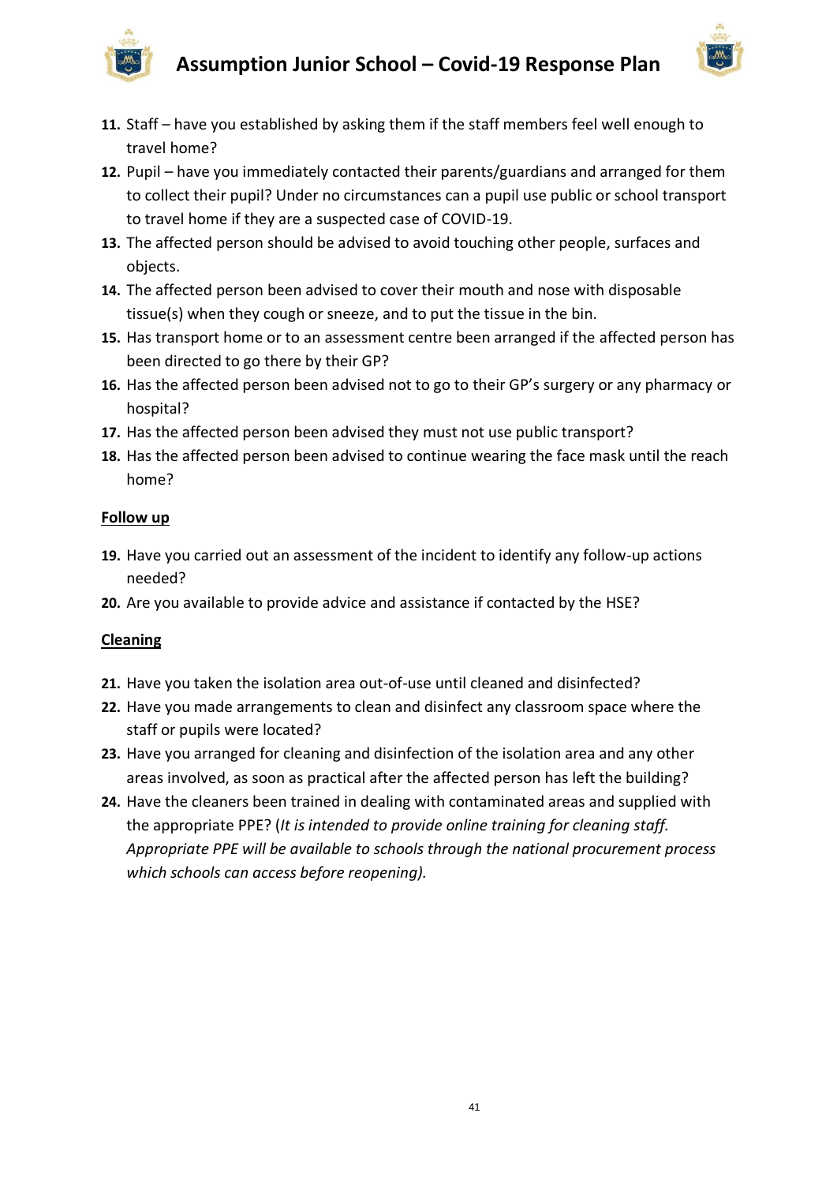11. Staff – have you established by asking them if the staff members feel well enough to travel home?
12. Pupil – have you immediately contacted their parents/guardians and arranged for them to collect their pupil? Under no circumstances can a pupil use public or school transport to travel home if they are a suspected case of COVID-19.
13. The affected person should be advised to avoid touching other people, surfaces and objects.
14. The affected person been advised to cover their mouth and nose with disposable tissue(s) when they cough or sneeze, and to put the tissue in the bin.
15. Has transport home or to an assessment centre been arranged if the affected person has been directed to go there by their GP?
16. Has the affected person been advised not to go to their GP's surgery or any pharmacy or hospital?
17. Has the affected person been advised they must not use public transport?
18. Has the affected person been advised to continue wearing the face mask until the reach home?

**Follow up**

19. Have you carried out an assessment of the incident to identify any follow-up actions needed?
20. Are you available to provide advice and assistance if contacted by the HSE?

**Cleaning**

21. Have you taken the isolation area out-of-use until cleaned and disinfected?
22. Have you made arrangements to clean and disinfect any classroom space where the staff or pupils were located?
23. Have you arranged for cleaning and disinfection of the isolation area and any other areas involved, as soon as practical after the affected person has left the building?
24. Have the cleaners been trained in dealing with contaminated areas and supplied with the appropriate PPE? (*It is intended to provide online training for cleaning staff. Appropriate PPE will be available to schools through the national procurement process which schools can access before reopening).*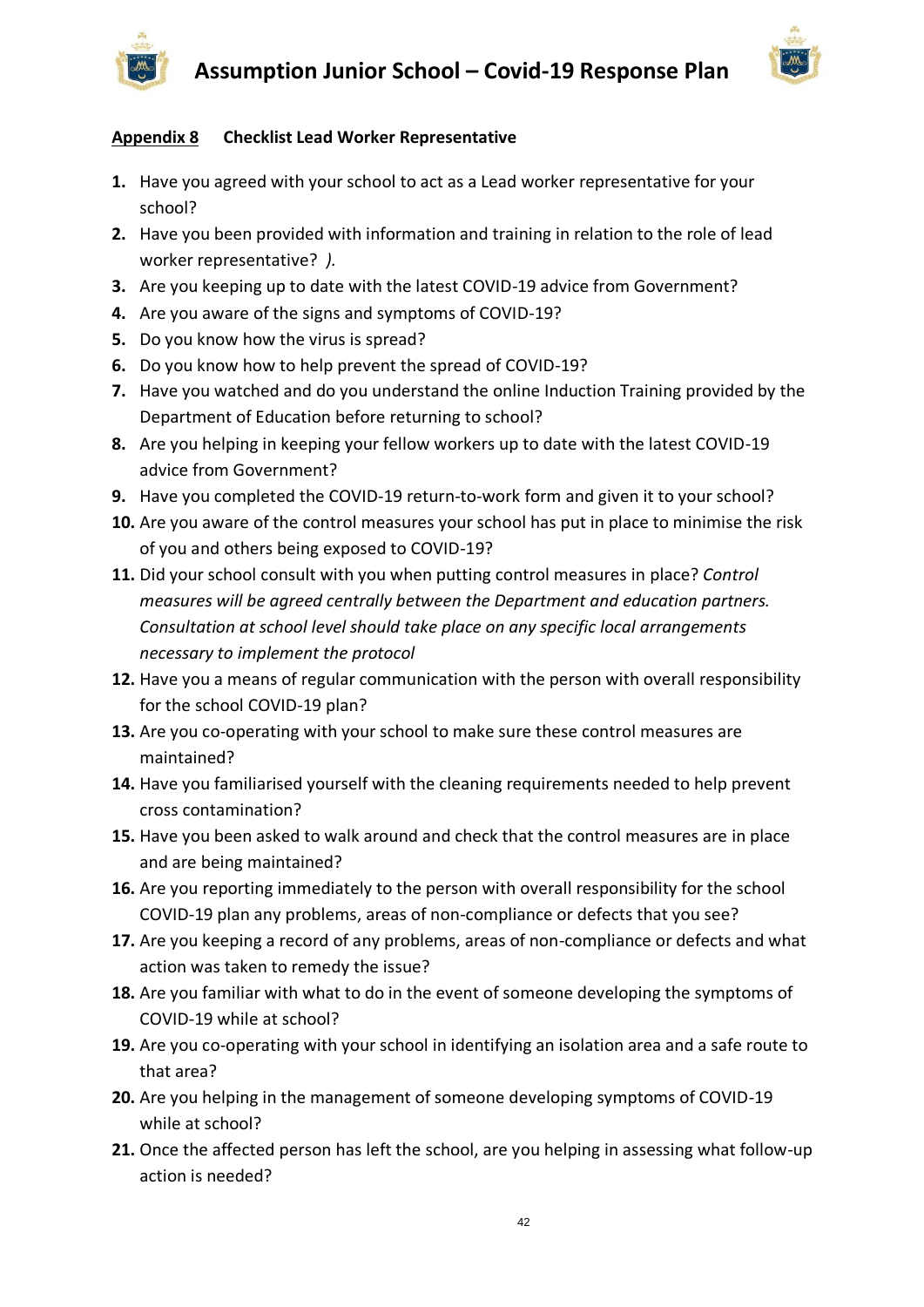**Appendix 8** **Checklist Lead Worker Representative**

1. Have you agreed with your school to act as a Lead worker representative for your school?
2. Have you been provided with information and training in relation to the role of lead worker representative? *).*
3. Are you keeping up to date with the latest COVID-19 advice from Government?
4. Are you aware of the signs and symptoms of COVID-19?
5. Do you know how the virus is spread?
6. Do you know how to help prevent the spread of COVID-19?
7. Have you watched and do you understand the online Induction Training provided by the Department of Education before returning to school?
8. Are you helping in keeping your fellow workers up to date with the latest COVID-19 advice from Government?
9. Have you completed the COVID-19 return-to-work form and given it to your school?
10. Are you aware of the control measures your school has put in place to minimise the risk of you and others being exposed to COVID-19?
11. Did your school consult with you when putting control measures in place? *Control measures will be agreed centrally between the Department and education partners. Consultation at school level should take place on any specific local arrangements necessary to implement the protocol*
12. Have you a means of regular communication with the person with overall responsibility for the school COVID-19 plan?
13. Are you co-operating with your school to make sure these control measures are maintained?
14. Have you familiarised yourself with the cleaning requirements needed to help prevent cross contamination?
15. Have you been asked to walk around and check that the control measures are in place and are being maintained?
16. Are you reporting immediately to the person with overall responsibility for the school COVID-19 plan any problems, areas of non-compliance or defects that you see?
17. Are you keeping a record of any problems, areas of non-compliance or defects and what action was taken to remedy the issue?
18. Are you familiar with what to do in the event of someone developing the symptoms of COVID-19 while at school?
19. Are you co-operating with your school in identifying an isolation area and a safe route to that area?
20. Are you helping in the management of someone developing symptoms of COVID-19 while at school?
21. Once the affected person has left the school, are you helping in assessing what follow-up action is needed?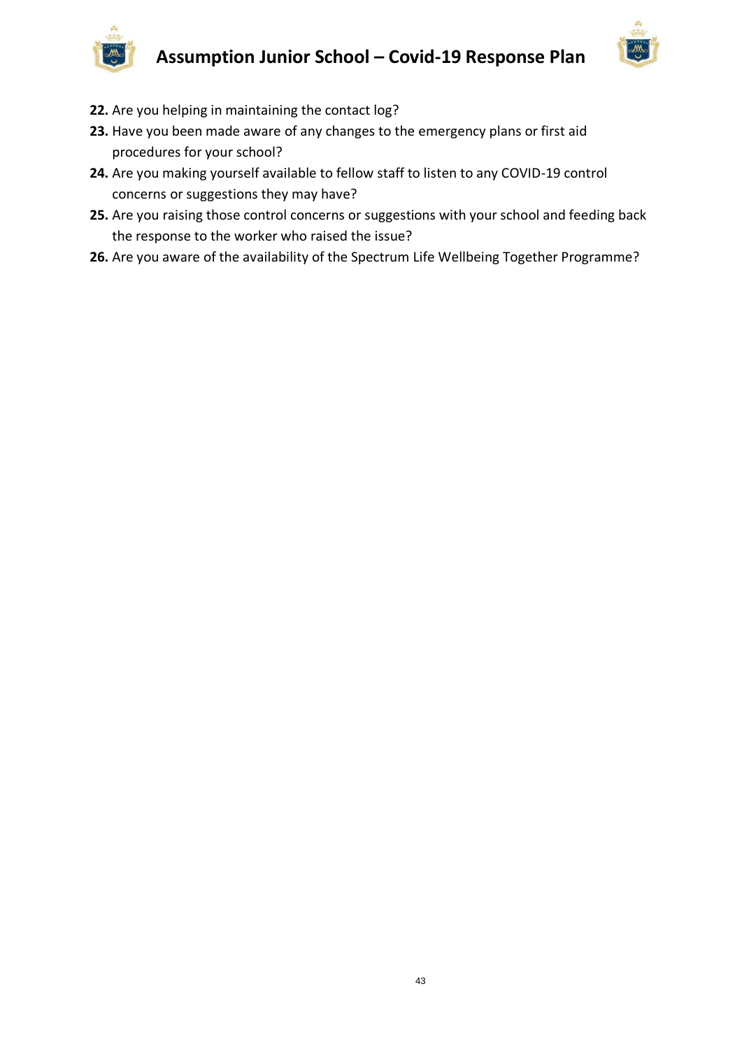**22.** Are you helping in maintaining the contact log?

**23.** Have you been made aware of any changes to the emergency plans or first aid procedures for your school?

**24.** Are you making yourself available to fellow staff to listen to any COVID-19 control concerns or suggestions they may have?

**25.** Are you raising those control concerns or suggestions with your school and feeding back the response to the worker who raised the issue?

**26.** Are you aware of the availability of the Spectrum Life Wellbeing Together Programme?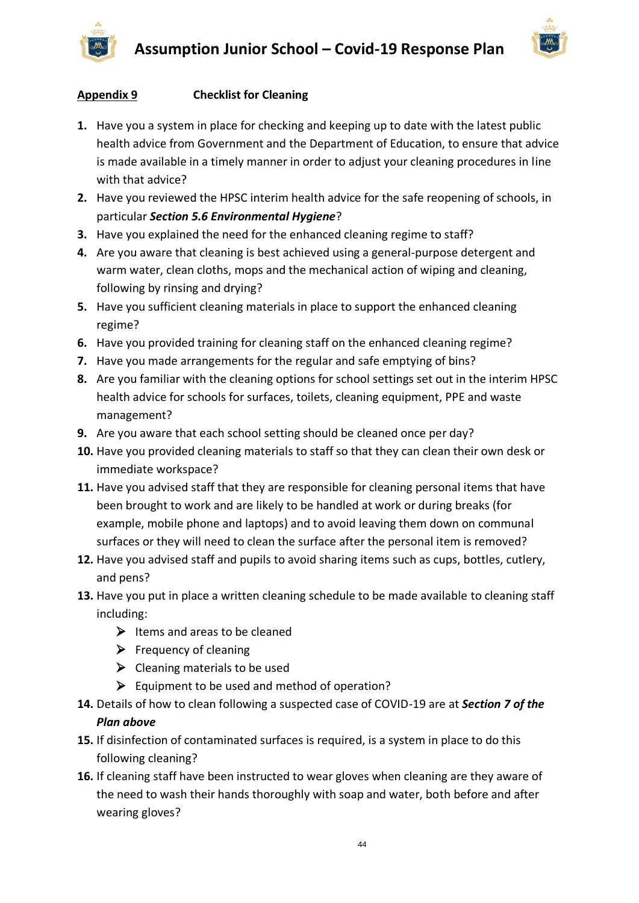**Appendix 9** **Checklist for Cleaning**

1. Have you a system in place for checking and keeping up to date with the latest public health advice from Government and the Department of Education, to ensure that advice is made available in a timely manner in order to adjust your cleaning procedures in line with that advice?
2. Have you reviewed the HPSC interim health advice for the safe reopening of schools, in particular ***Section 5.6 Environmental Hygiene***?
3. Have you explained the need for the enhanced cleaning regime to staff?
4. Are you aware that cleaning is best achieved using a general-purpose detergent and warm water, clean cloths, mops and the mechanical action of wiping and cleaning, following by rinsing and drying?
5. Have you sufficient cleaning materials in place to support the enhanced cleaning regime?
6. Have you provided training for cleaning staff on the enhanced cleaning regime?
7. Have you made arrangements for the regular and safe emptying of bins?
8. Are you familiar with the cleaning options for school settings set out in the interim HPSC health advice for schools for surfaces, toilets, cleaning equipment, PPE and waste management?
9. Are you aware that each school setting should be cleaned once per day?
10. Have you provided cleaning materials to staff so that they can clean their own desk or immediate workspace?
11. Have you advised staff that they are responsible for cleaning personal items that have been brought to work and are likely to be handled at work or during breaks (for example, mobile phone and laptops) and to avoid leaving them down on communal surfaces or they will need to clean the surface after the personal item is removed?
12. Have you advised staff and pupils to avoid sharing items such as cups, bottles, cutlery, and pens?
13. Have you put in place a written cleaning schedule to be made available to cleaning staff including:
    - Items and areas to be cleaned
    - Frequency of cleaning
    - Cleaning materials to be used
    - Equipment to be used and method of operation?
14. Details of how to clean following a suspected case of COVID-19 are at ***Section 7 of the Plan above***
15. If disinfection of contaminated surfaces is required, is a system in place to do this following cleaning?
16. If cleaning staff have been instructed to wear gloves when cleaning are they aware of the need to wash their hands thoroughly with soap and water, both before and after wearing gloves?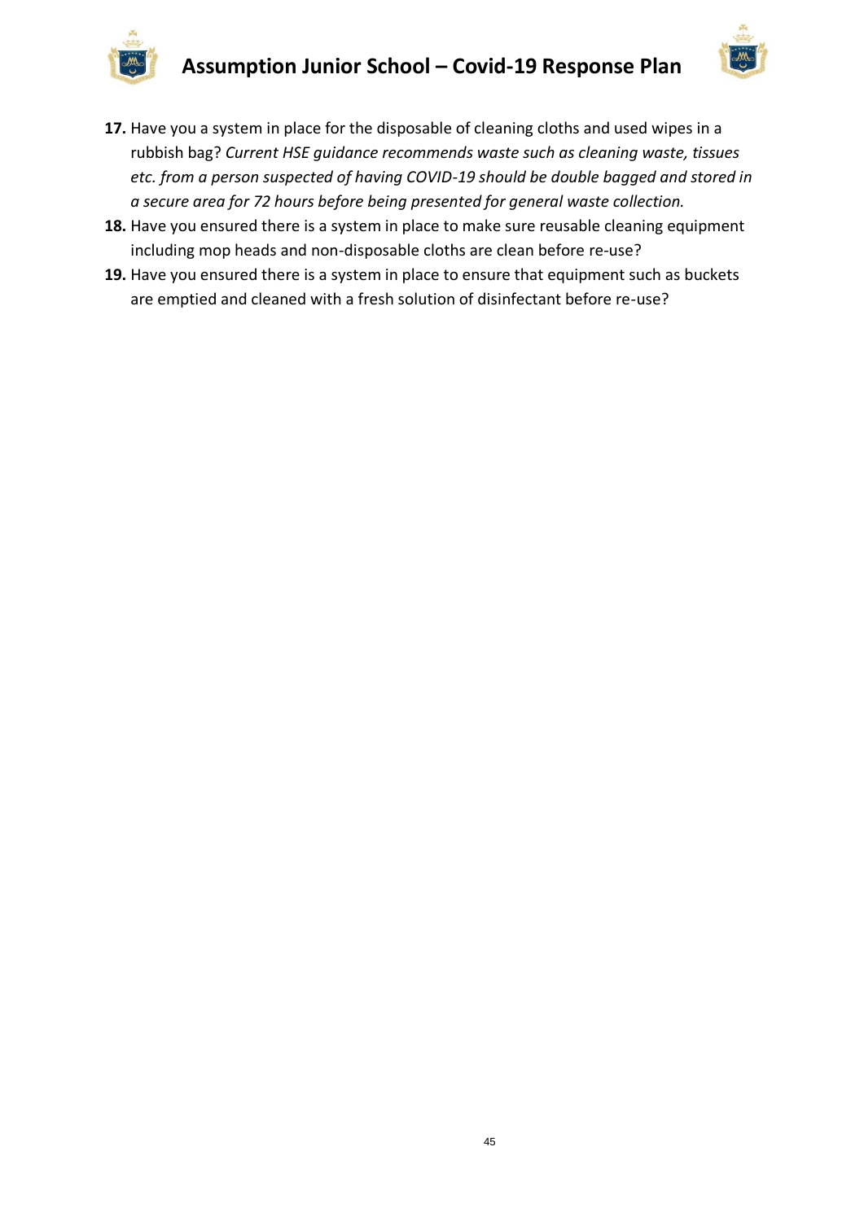17. **17.** Have you a system in place for the disposable of cleaning cloths and used wipes in a rubbish bag? *Current HSE guidance recommends waste such as cleaning waste, tissues etc. from a person suspected of having COVID-19 should be double bagged and stored in a secure area for 72 hours before being presented for general waste collection.*
18. **18.** Have you ensured there is a system in place to make sure reusable cleaning equipment including mop heads and non-disposable cloths are clean before re-use?
19. **19.** Have you ensured there is a system in place to ensure that equipment such as buckets are emptied and cleaned with a fresh solution of disinfectant before re-use?